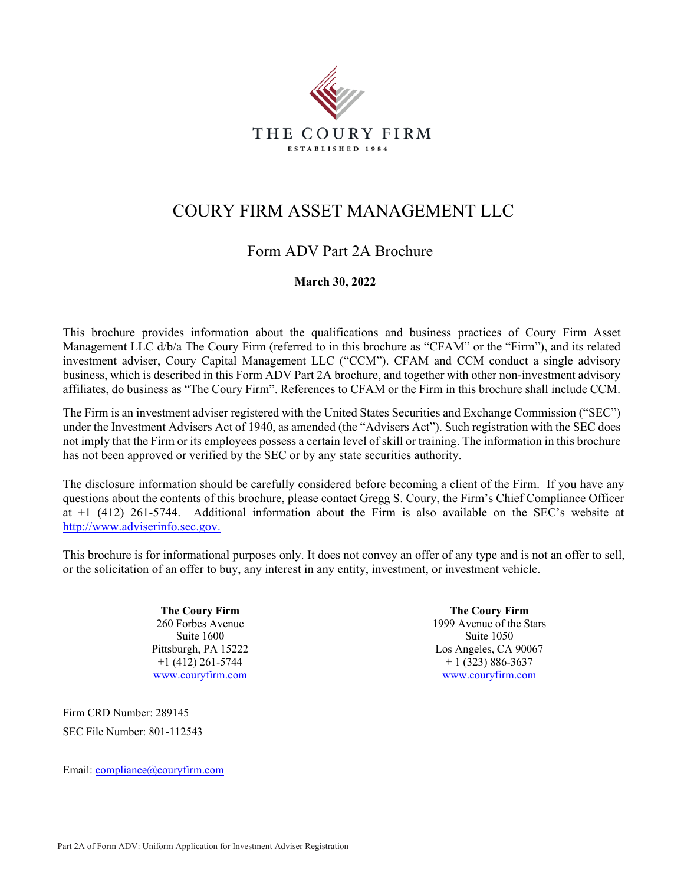THE COURY FIRM

ESTABLISHED 1984

# COURY FIRM ASSET MANAGEMENT LLC

## Form ADV Part 2A Brochure

**March 30, 2022**

This brochure provides information about the qualifications and business practices of Coury Firm Asset Management LLC d/b/a The Coury Firm (referred to in this brochure as "CFAM" or the "Firm"), and its related investment adviser, Coury Capital Management LLC ("CCM"). CFAM and CCM conduct a single advisory business, which is described in this Form ADV Part 2A brochure, and together with other non-investment advisory affiliates, do business as "The Coury Firm". References to CFAM or the Firm in this brochure shall include CCM.

The Firm is an investment adviser registered with the United States Securities and Exchange Commission ("SEC") under the Investment Advisers Act of 1940, as amended (the "Advisers Act"). Such registration with the SEC does not imply that the Firm or its employees possess a certain level of skill or training. The information in this brochure has not been approved or verified by the SEC or by any state securities authority.

The disclosure information should be carefully considered before becoming a client of the Firm. If you have any questions about the contents of this brochure, please contact Gregg S. Coury, the Firm's Chief Compliance Officer at +1 (412) 261-5744. Additional information about the Firm is also available on the SEC's website at http://www.adviserinfo.sec.gov.

This brochure is for informational purposes only. It does not convey an offer of any type and is not an offer to sell, or the solicitation of an offer to buy, any interest in any entity, investment, or investment vehicle.

**The Coury Firm**
260 Forbes Avenue
Suite 1600
Pittsburgh, PA 15222
+1 (412) 261-5744
www.couryfirm.com

**The Coury Firm**
1999 Avenue of the Stars
Suite 1050
Los Angeles, CA 90067
+ 1 (323) 886-3637
www.couryfirm.com

Firm CRD Number: 289145

SEC File Number: 801-112543

Email: compliance@couryfirm.com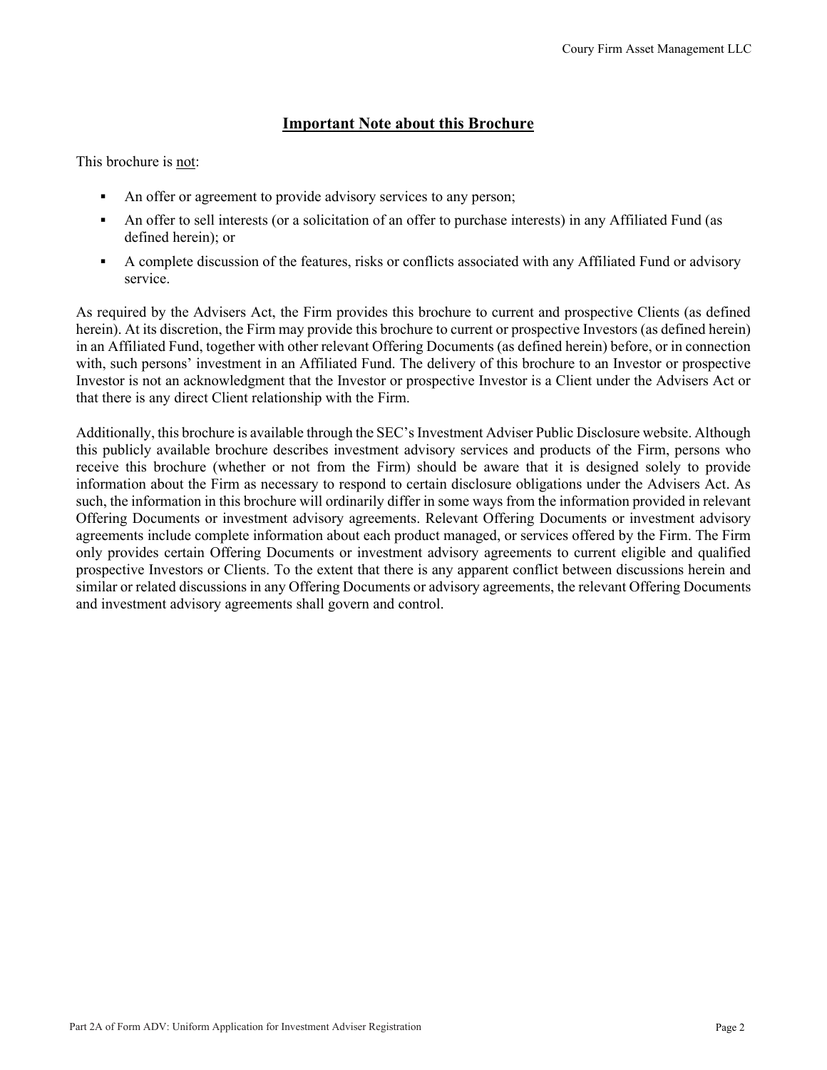## **Important Note about this Brochure**

This brochure is not:

- An offer or agreement to provide advisory services to any person;
- An offer to sell interests (or a solicitation of an offer to purchase interests) in any Affiliated Fund (as defined herein); or
- A complete discussion of the features, risks or conflicts associated with any Affiliated Fund or advisory service.

As required by the Advisers Act, the Firm provides this brochure to current and prospective Clients (as defined herein). At its discretion, the Firm may provide this brochure to current or prospective Investors (as defined herein) in an Affiliated Fund, together with other relevant Offering Documents (as defined herein) before, or in connection with, such persons' investment in an Affiliated Fund. The delivery of this brochure to an Investor or prospective Investor is not an acknowledgment that the Investor or prospective Investor is a Client under the Advisers Act or that there is any direct Client relationship with the Firm.

Additionally, this brochure is available through the SEC's Investment Adviser Public Disclosure website. Although this publicly available brochure describes investment advisory services and products of the Firm, persons who receive this brochure (whether or not from the Firm) should be aware that it is designed solely to provide information about the Firm as necessary to respond to certain disclosure obligations under the Advisers Act. As such, the information in this brochure will ordinarily differ in some ways from the information provided in relevant Offering Documents or investment advisory agreements. Relevant Offering Documents or investment advisory agreements include complete information about each product managed, or services offered by the Firm. The Firm only provides certain Offering Documents or investment advisory agreements to current eligible and qualified prospective Investors or Clients. To the extent that there is any apparent conflict between discussions herein and similar or related discussions in any Offering Documents or advisory agreements, the relevant Offering Documents and investment advisory agreements shall govern and control.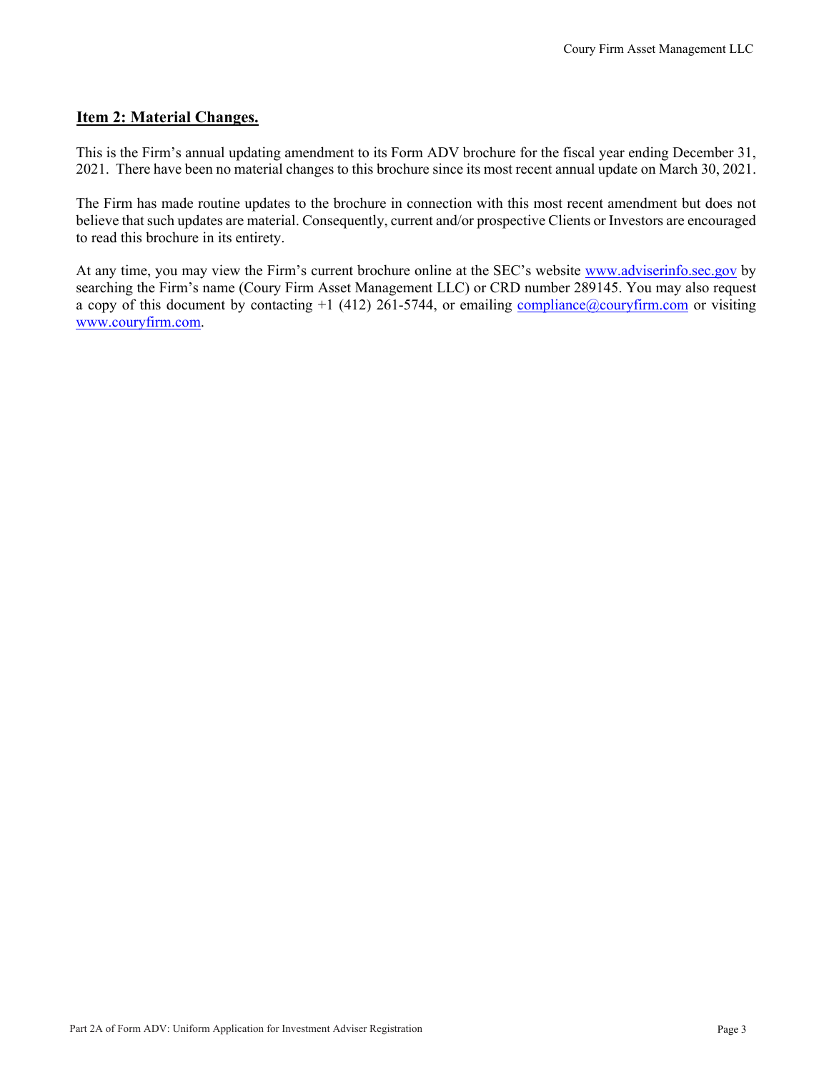## Item 2: Material Changes.

This is the Firm's annual updating amendment to its Form ADV brochure for the fiscal year ending December 31, 2021. There have been no material changes to this brochure since its most recent annual update on March 30, 2021.

The Firm has made routine updates to the brochure in connection with this most recent amendment but does not believe that such updates are material. Consequently, current and/or prospective Clients or Investors are encouraged to read this brochure in its entirety.

At any time, you may view the Firm's current brochure online at the SEC's website www.adviserinfo.sec.gov by searching the Firm's name (Coury Firm Asset Management LLC) or CRD number 289145. You may also request a copy of this document by contacting +1 (412) 261-5744, or emailing compliance@couryfirm.com or visiting www.couryfirm.com.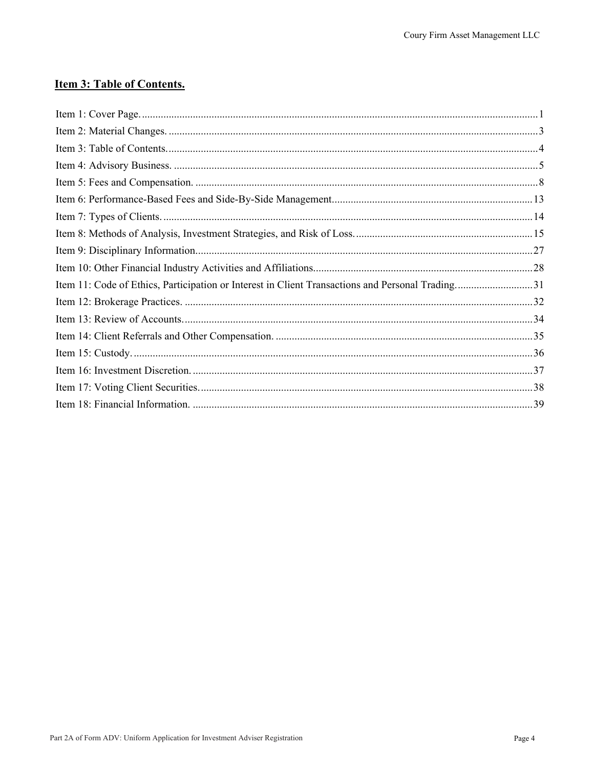## Item 3: Table of Contents.

| | |
|---|---|
| Item 1: Cover Page. | 1 |
| Item 2: Material Changes. | 3 |
| Item 3: Table of Contents. | 4 |
| Item 4: Advisory Business. | 5 |
| Item 5: Fees and Compensation. | 8 |
| Item 6: Performance-Based Fees and Side-By-Side Management. | 13 |
| Item 7: Types of Clients. | 14 |
| Item 8: Methods of Analysis, Investment Strategies, and Risk of Loss. | 15 |
| Item 9: Disciplinary Information. | 27 |
| Item 10: Other Financial Industry Activities and Affiliations. | 28 |
| Item 11: Code of Ethics, Participation or Interest in Client Transactions and Personal Trading. | 31 |
| Item 12: Brokerage Practices. | 32 |
| Item 13: Review of Accounts. | 34 |
| Item 14: Client Referrals and Other Compensation. | 35 |
| Item 15: Custody. | 36 |
| Item 16: Investment Discretion. | 37 |
| Item 17: Voting Client Securities. | 38 |
| Item 18: Financial Information. | 39 |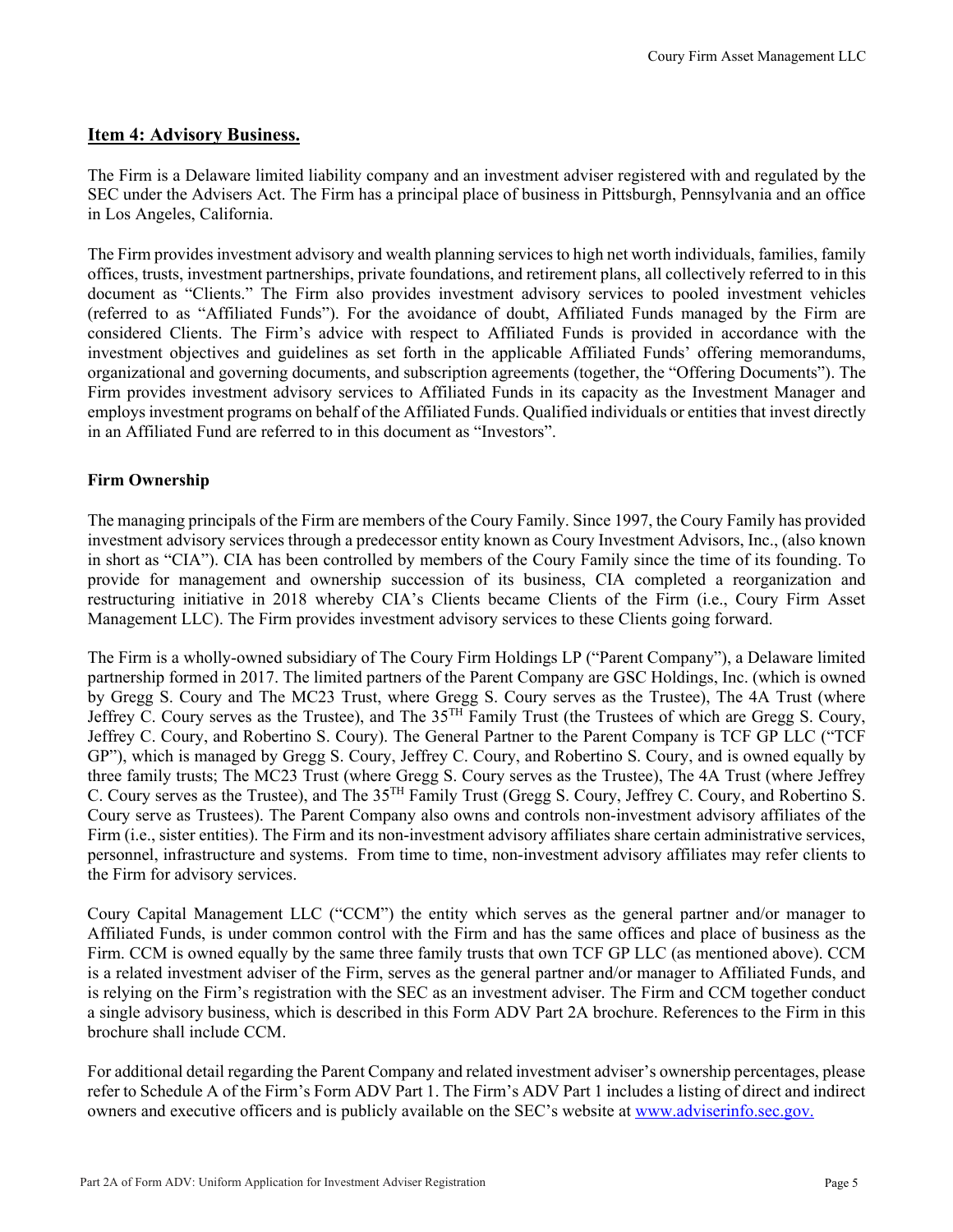## Item 4: Advisory Business.

The Firm is a Delaware limited liability company and an investment adviser registered with and regulated by the SEC under the Advisers Act. The Firm has a principal place of business in Pittsburgh, Pennsylvania and an office in Los Angeles, California.

The Firm provides investment advisory and wealth planning services to high net worth individuals, families, family offices, trusts, investment partnerships, private foundations, and retirement plans, all collectively referred to in this document as "Clients." The Firm also provides investment advisory services to pooled investment vehicles (referred to as "Affiliated Funds"). For the avoidance of doubt, Affiliated Funds managed by the Firm are considered Clients. The Firm's advice with respect to Affiliated Funds is provided in accordance with the investment objectives and guidelines as set forth in the applicable Affiliated Funds' offering memorandums, organizational and governing documents, and subscription agreements (together, the "Offering Documents"). The Firm provides investment advisory services to Affiliated Funds in its capacity as the Investment Manager and employs investment programs on behalf of the Affiliated Funds. Qualified individuals or entities that invest directly in an Affiliated Fund are referred to in this document as "Investors".

### Firm Ownership

The managing principals of the Firm are members of the Coury Family. Since 1997, the Coury Family has provided investment advisory services through a predecessor entity known as Coury Investment Advisors, Inc., (also known in short as "CIA"). CIA has been controlled by members of the Coury Family since the time of its founding. To provide for management and ownership succession of its business, CIA completed a reorganization and restructuring initiative in 2018 whereby CIA's Clients became Clients of the Firm (i.e., Coury Firm Asset Management LLC). The Firm provides investment advisory services to these Clients going forward.

The Firm is a wholly-owned subsidiary of The Coury Firm Holdings LP ("Parent Company"), a Delaware limited partnership formed in 2017. The limited partners of the Parent Company are GSC Holdings, Inc. (which is owned by Gregg S. Coury and The MC23 Trust, where Gregg S. Coury serves as the Trustee), The 4A Trust (where Jeffrey C. Coury serves as the Trustee), and The 35TH Family Trust (the Trustees of which are Gregg S. Coury, Jeffrey C. Coury, and Robertino S. Coury). The General Partner to the Parent Company is TCF GP LLC ("TCF GP"), which is managed by Gregg S. Coury, Jeffrey C. Coury, and Robertino S. Coury, and is owned equally by three family trusts; The MC23 Trust (where Gregg S. Coury serves as the Trustee), The 4A Trust (where Jeffrey C. Coury serves as the Trustee), and The 35TH Family Trust (Gregg S. Coury, Jeffrey C. Coury, and Robertino S. Coury serve as Trustees). The Parent Company also owns and controls non-investment advisory affiliates of the Firm (i.e., sister entities). The Firm and its non-investment advisory affiliates share certain administrative services, personnel, infrastructure and systems. From time to time, non-investment advisory affiliates may refer clients to the Firm for advisory services.

Coury Capital Management LLC ("CCM") the entity which serves as the general partner and/or manager to Affiliated Funds, is under common control with the Firm and has the same offices and place of business as the Firm. CCM is owned equally by the same three family trusts that own TCF GP LLC (as mentioned above). CCM is a related investment adviser of the Firm, serves as the general partner and/or manager to Affiliated Funds, and is relying on the Firm's registration with the SEC as an investment adviser. The Firm and CCM together conduct a single advisory business, which is described in this Form ADV Part 2A brochure. References to the Firm in this brochure shall include CCM.

For additional detail regarding the Parent Company and related investment adviser's ownership percentages, please refer to Schedule A of the Firm's Form ADV Part 1. The Firm's ADV Part 1 includes a listing of direct and indirect owners and executive officers and is publicly available on the SEC's website at [www.adviserinfo.sec.gov.](http://www.adviserinfo.sec.gov)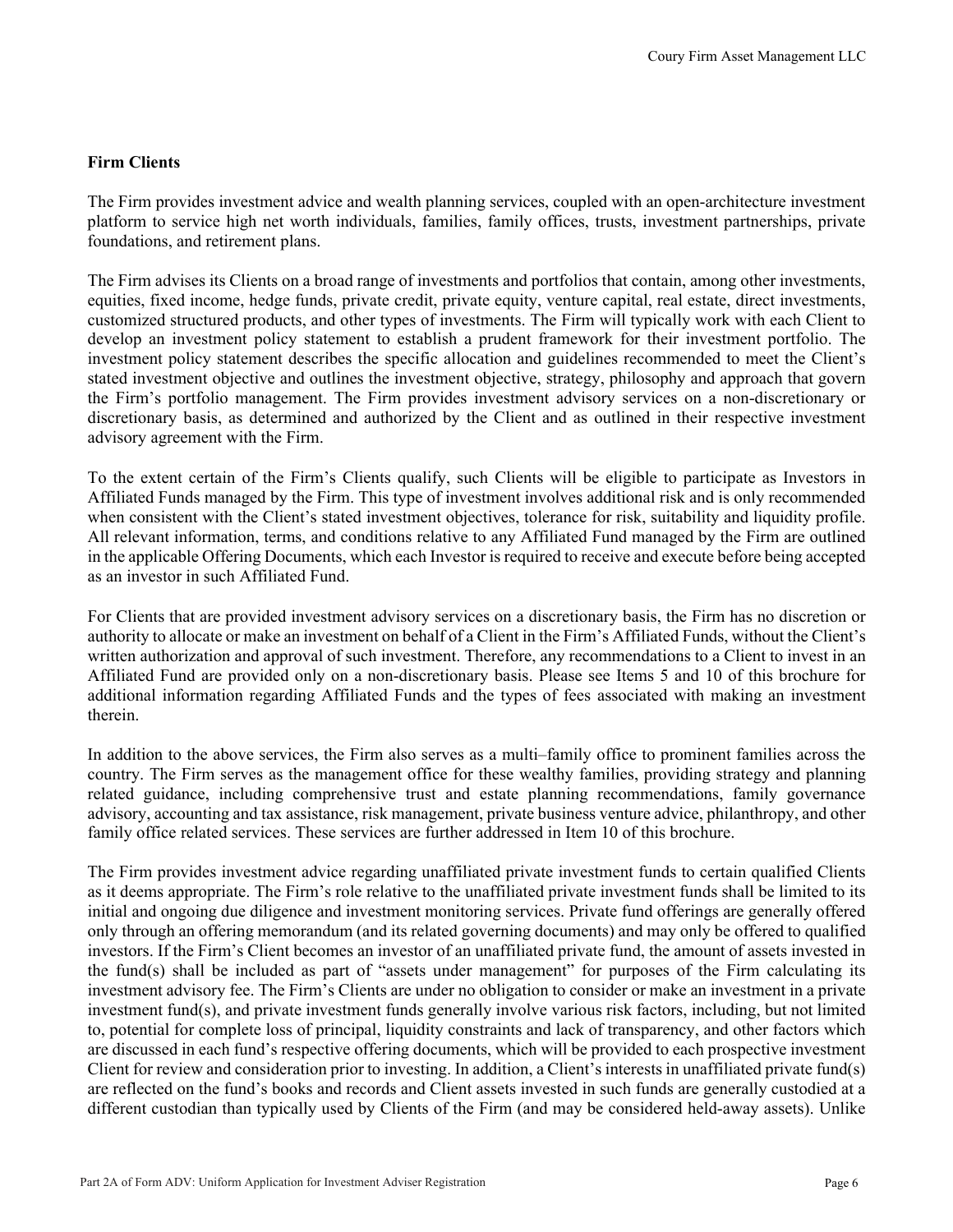**Firm Clients**

The Firm provides investment advice and wealth planning services, coupled with an open-architecture investment platform to service high net worth individuals, families, family offices, trusts, investment partnerships, private foundations, and retirement plans.

The Firm advises its Clients on a broad range of investments and portfolios that contain, among other investments, equities, fixed income, hedge funds, private credit, private equity, venture capital, real estate, direct investments, customized structured products, and other types of investments. The Firm will typically work with each Client to develop an investment policy statement to establish a prudent framework for their investment portfolio. The investment policy statement describes the specific allocation and guidelines recommended to meet the Client's stated investment objective and outlines the investment objective, strategy, philosophy and approach that govern the Firm's portfolio management. The Firm provides investment advisory services on a non-discretionary or discretionary basis, as determined and authorized by the Client and as outlined in their respective investment advisory agreement with the Firm.

To the extent certain of the Firm's Clients qualify, such Clients will be eligible to participate as Investors in Affiliated Funds managed by the Firm. This type of investment involves additional risk and is only recommended when consistent with the Client's stated investment objectives, tolerance for risk, suitability and liquidity profile. All relevant information, terms, and conditions relative to any Affiliated Fund managed by the Firm are outlined in the applicable Offering Documents, which each Investor is required to receive and execute before being accepted as an investor in such Affiliated Fund.

For Clients that are provided investment advisory services on a discretionary basis, the Firm has no discretion or authority to allocate or make an investment on behalf of a Client in the Firm's Affiliated Funds, without the Client's written authorization and approval of such investment. Therefore, any recommendations to a Client to invest in an Affiliated Fund are provided only on a non-discretionary basis. Please see Items 5 and 10 of this brochure for additional information regarding Affiliated Funds and the types of fees associated with making an investment therein.

In addition to the above services, the Firm also serves as a multi–family office to prominent families across the country. The Firm serves as the management office for these wealthy families, providing strategy and planning related guidance, including comprehensive trust and estate planning recommendations, family governance advisory, accounting and tax assistance, risk management, private business venture advice, philanthropy, and other family office related services. These services are further addressed in Item 10 of this brochure.

The Firm provides investment advice regarding unaffiliated private investment funds to certain qualified Clients as it deems appropriate. The Firm's role relative to the unaffiliated private investment funds shall be limited to its initial and ongoing due diligence and investment monitoring services. Private fund offerings are generally offered only through an offering memorandum (and its related governing documents) and may only be offered to qualified investors. If the Firm's Client becomes an investor of an unaffiliated private fund, the amount of assets invested in the fund(s) shall be included as part of "assets under management" for purposes of the Firm calculating its investment advisory fee. The Firm's Clients are under no obligation to consider or make an investment in a private investment fund(s), and private investment funds generally involve various risk factors, including, but not limited to, potential for complete loss of principal, liquidity constraints and lack of transparency, and other factors which are discussed in each fund's respective offering documents, which will be provided to each prospective investment Client for review and consideration prior to investing. In addition, a Client's interests in unaffiliated private fund(s) are reflected on the fund's books and records and Client assets invested in such funds are generally custodied at a different custodian than typically used by Clients of the Firm (and may be considered held-away assets). Unlike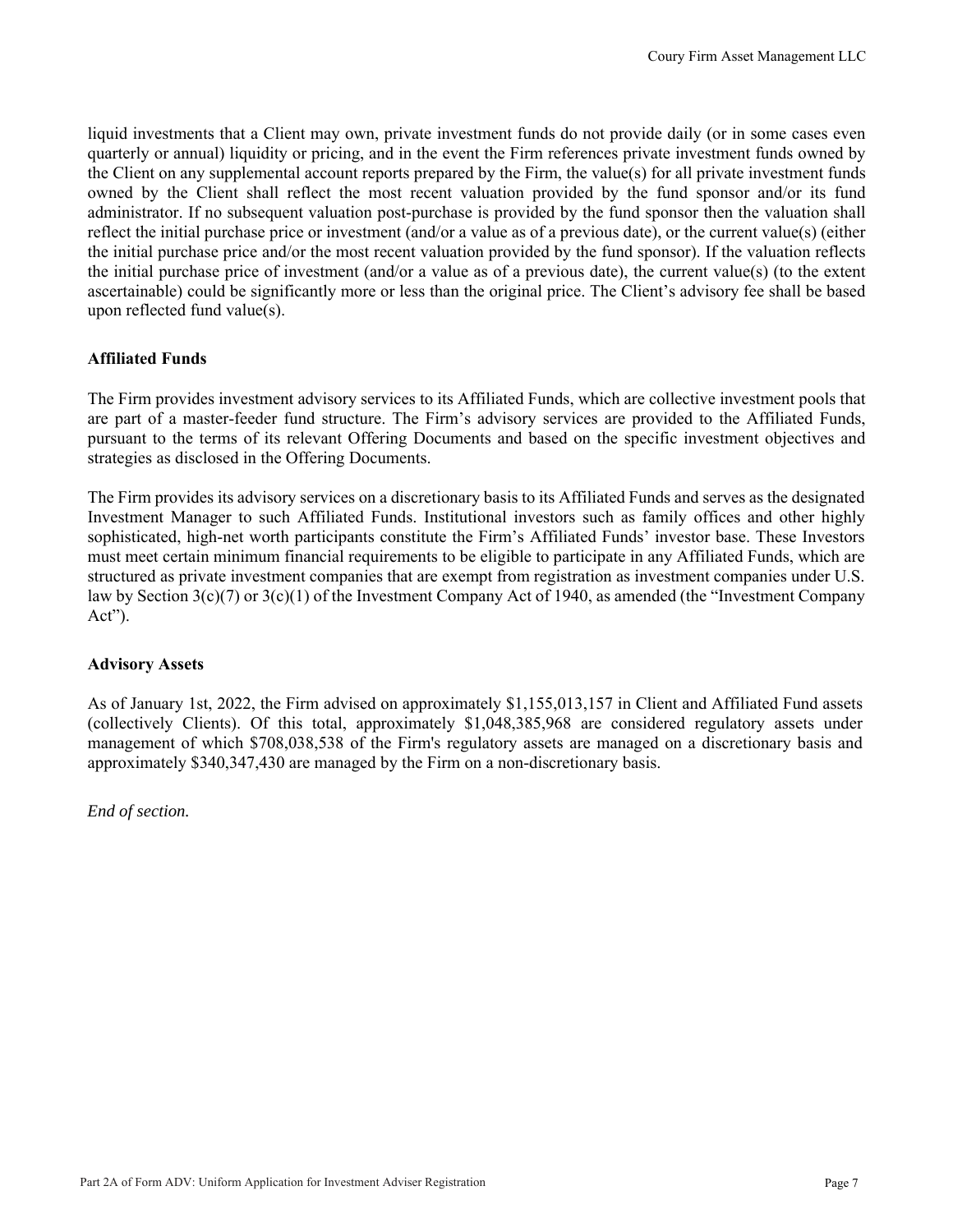liquid investments that a Client may own, private investment funds do not provide daily (or in some cases even quarterly or annual) liquidity or pricing, and in the event the Firm references private investment funds owned by the Client on any supplemental account reports prepared by the Firm, the value(s) for all private investment funds owned by the Client shall reflect the most recent valuation provided by the fund sponsor and/or its fund administrator. If no subsequent valuation post-purchase is provided by the fund sponsor then the valuation shall reflect the initial purchase price or investment (and/or a value as of a previous date), or the current value(s) (either the initial purchase price and/or the most recent valuation provided by the fund sponsor). If the valuation reflects the initial purchase price of investment (and/or a value as of a previous date), the current value(s) (to the extent ascertainable) could be significantly more or less than the original price. The Client's advisory fee shall be based upon reflected fund value(s).

**Affiliated Funds**

The Firm provides investment advisory services to its Affiliated Funds, which are collective investment pools that are part of a master-feeder fund structure. The Firm's advisory services are provided to the Affiliated Funds, pursuant to the terms of its relevant Offering Documents and based on the specific investment objectives and strategies as disclosed in the Offering Documents.

The Firm provides its advisory services on a discretionary basis to its Affiliated Funds and serves as the designated Investment Manager to such Affiliated Funds. Institutional investors such as family offices and other highly sophisticated, high-net worth participants constitute the Firm's Affiliated Funds' investor base. These Investors must meet certain minimum financial requirements to be eligible to participate in any Affiliated Funds, which are structured as private investment companies that are exempt from registration as investment companies under U.S. law by Section 3(c)(7) or 3(c)(1) of the Investment Company Act of 1940, as amended (the "Investment Company Act").

**Advisory Assets**

As of January 1st, 2022, the Firm advised on approximately $1,155,013,157 in Client and Affiliated Fund assets (collectively Clients). Of this total, approximately $1,048,385,968 are considered regulatory assets under management of which $708,038,538 of the Firm's regulatory assets are managed on a discretionary basis and approximately $340,347,430 are managed by the Firm on a non-discretionary basis.

*End of section.*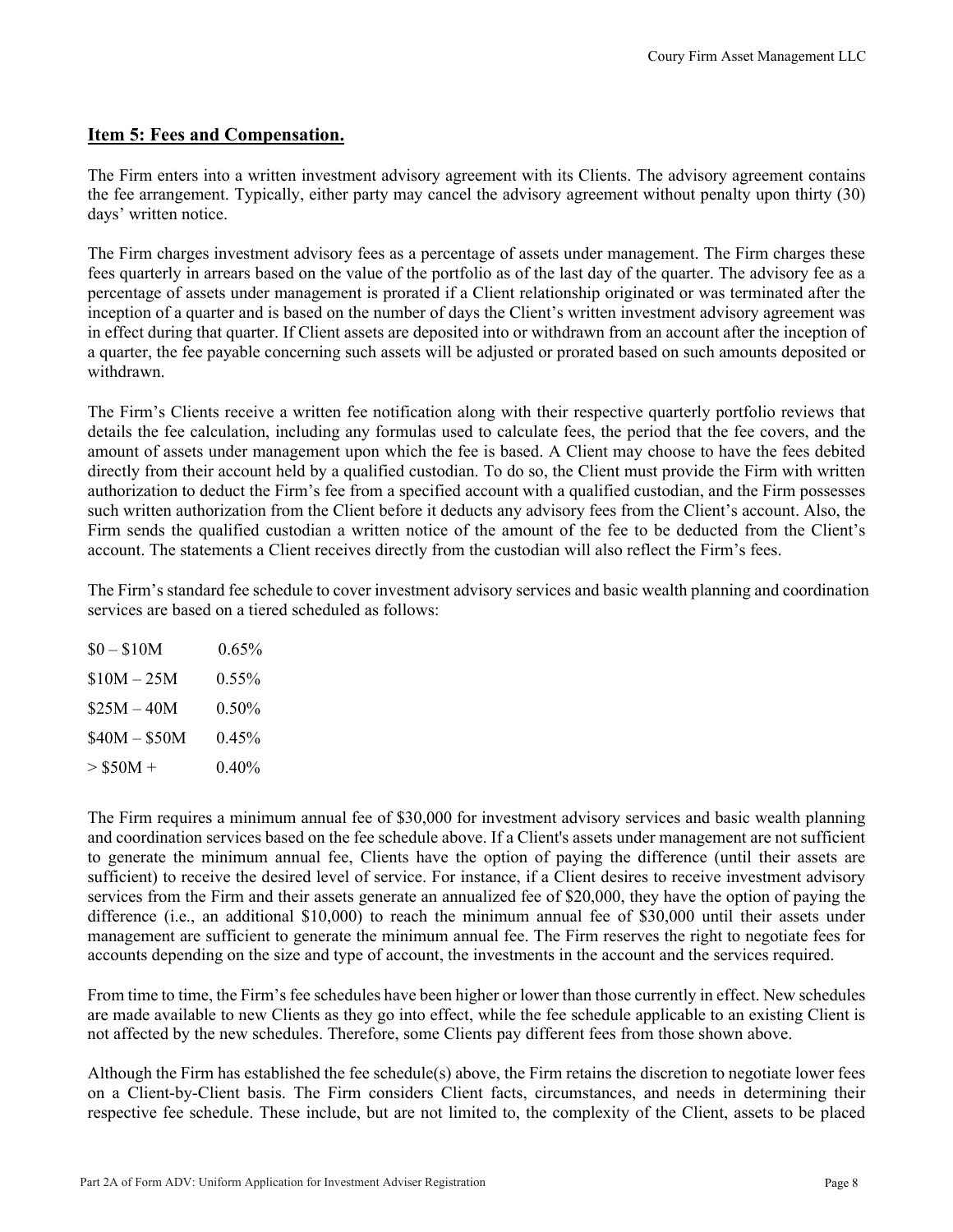## Item 5: Fees and Compensation.

The Firm enters into a written investment advisory agreement with its Clients. The advisory agreement contains the fee arrangement. Typically, either party may cancel the advisory agreement without penalty upon thirty (30) days' written notice.

The Firm charges investment advisory fees as a percentage of assets under management. The Firm charges these fees quarterly in arrears based on the value of the portfolio as of the last day of the quarter. The advisory fee as a percentage of assets under management is prorated if a Client relationship originated or was terminated after the inception of a quarter and is based on the number of days the Client's written investment advisory agreement was in effect during that quarter. If Client assets are deposited into or withdrawn from an account after the inception of a quarter, the fee payable concerning such assets will be adjusted or prorated based on such amounts deposited or withdrawn.

The Firm's Clients receive a written fee notification along with their respective quarterly portfolio reviews that details the fee calculation, including any formulas used to calculate fees, the period that the fee covers, and the amount of assets under management upon which the fee is based. A Client may choose to have the fees debited directly from their account held by a qualified custodian. To do so, the Client must provide the Firm with written authorization to deduct the Firm's fee from a specified account with a qualified custodian, and the Firm possesses such written authorization from the Client before it deducts any advisory fees from the Client's account. Also, the Firm sends the qualified custodian a written notice of the amount of the fee to be deducted from the Client's account. The statements a Client receives directly from the custodian will also reflect the Firm's fees.

The Firm's standard fee schedule to cover investment advisory services and basic wealth planning and coordination services are based on a tiered scheduled as follows:

| | |
|---|---|
| $0 – $10M | 0.65% |
| $10M – 25M | 0.55% |
| $25M – 40M | 0.50% |
| $40M – $50M | 0.45% |
| > $50M + | 0.40% |

The Firm requires a minimum annual fee of $30,000 for investment advisory services and basic wealth planning and coordination services based on the fee schedule above. If a Client's assets under management are not sufficient to generate the minimum annual fee, Clients have the option of paying the difference (until their assets are sufficient) to receive the desired level of service. For instance, if a Client desires to receive investment advisory services from the Firm and their assets generate an annualized fee of $20,000, they have the option of paying the difference (i.e., an additional $10,000) to reach the minimum annual fee of $30,000 until their assets under management are sufficient to generate the minimum annual fee. The Firm reserves the right to negotiate fees for accounts depending on the size and type of account, the investments in the account and the services required.

From time to time, the Firm's fee schedules have been higher or lower than those currently in effect. New schedules are made available to new Clients as they go into effect, while the fee schedule applicable to an existing Client is not affected by the new schedules. Therefore, some Clients pay different fees from those shown above.

Although the Firm has established the fee schedule(s) above, the Firm retains the discretion to negotiate lower fees on a Client-by-Client basis. The Firm considers Client facts, circumstances, and needs in determining their respective fee schedule. These include, but are not limited to, the complexity of the Client, assets to be placed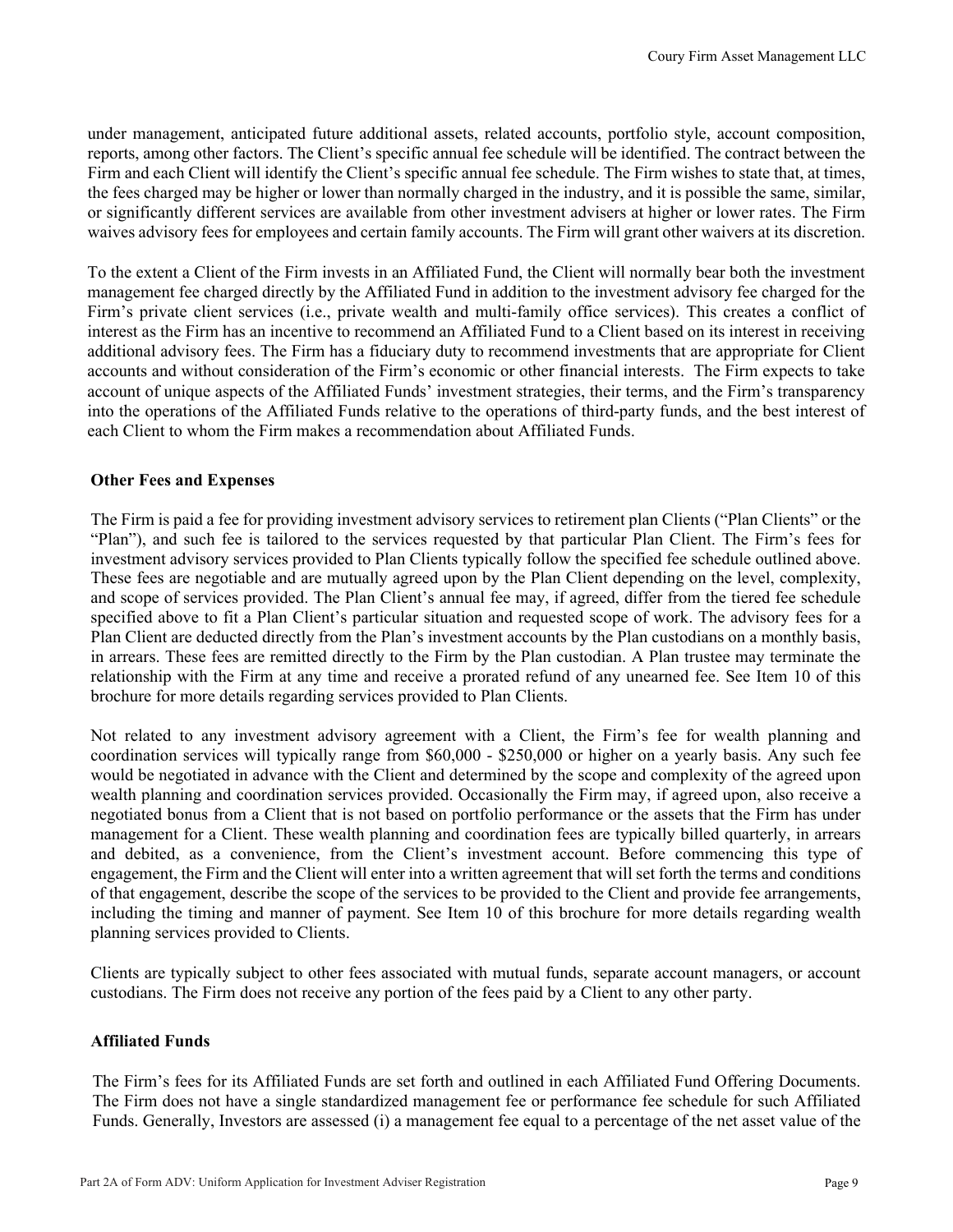under management, anticipated future additional assets, related accounts, portfolio style, account composition, reports, among other factors. The Client's specific annual fee schedule will be identified. The contract between the Firm and each Client will identify the Client's specific annual fee schedule. The Firm wishes to state that, at times, the fees charged may be higher or lower than normally charged in the industry, and it is possible the same, similar, or significantly different services are available from other investment advisers at higher or lower rates. The Firm waives advisory fees for employees and certain family accounts. The Firm will grant other waivers at its discretion.

To the extent a Client of the Firm invests in an Affiliated Fund, the Client will normally bear both the investment management fee charged directly by the Affiliated Fund in addition to the investment advisory fee charged for the Firm's private client services (i.e., private wealth and multi-family office services). This creates a conflict of interest as the Firm has an incentive to recommend an Affiliated Fund to a Client based on its interest in receiving additional advisory fees. The Firm has a fiduciary duty to recommend investments that are appropriate for Client accounts and without consideration of the Firm's economic or other financial interests. The Firm expects to take account of unique aspects of the Affiliated Funds' investment strategies, their terms, and the Firm's transparency into the operations of the Affiliated Funds relative to the operations of third-party funds, and the best interest of each Client to whom the Firm makes a recommendation about Affiliated Funds.

**Other Fees and Expenses**

The Firm is paid a fee for providing investment advisory services to retirement plan Clients ("Plan Clients" or the "Plan"), and such fee is tailored to the services requested by that particular Plan Client. The Firm's fees for investment advisory services provided to Plan Clients typically follow the specified fee schedule outlined above. These fees are negotiable and are mutually agreed upon by the Plan Client depending on the level, complexity, and scope of services provided. The Plan Client's annual fee may, if agreed, differ from the tiered fee schedule specified above to fit a Plan Client's particular situation and requested scope of work. The advisory fees for a Plan Client are deducted directly from the Plan's investment accounts by the Plan custodians on a monthly basis, in arrears. These fees are remitted directly to the Firm by the Plan custodian. A Plan trustee may terminate the relationship with the Firm at any time and receive a prorated refund of any unearned fee. See Item 10 of this brochure for more details regarding services provided to Plan Clients.

Not related to any investment advisory agreement with a Client, the Firm's fee for wealth planning and coordination services will typically range from $60,000 - $250,000 or higher on a yearly basis. Any such fee would be negotiated in advance with the Client and determined by the scope and complexity of the agreed upon wealth planning and coordination services provided. Occasionally the Firm may, if agreed upon, also receive a negotiated bonus from a Client that is not based on portfolio performance or the assets that the Firm has under management for a Client. These wealth planning and coordination fees are typically billed quarterly, in arrears and debited, as a convenience, from the Client's investment account. Before commencing this type of engagement, the Firm and the Client will enter into a written agreement that will set forth the terms and conditions of that engagement, describe the scope of the services to be provided to the Client and provide fee arrangements, including the timing and manner of payment. See Item 10 of this brochure for more details regarding wealth planning services provided to Clients.

Clients are typically subject to other fees associated with mutual funds, separate account managers, or account custodians. The Firm does not receive any portion of the fees paid by a Client to any other party.

**Affiliated Funds**

The Firm's fees for its Affiliated Funds are set forth and outlined in each Affiliated Fund Offering Documents. The Firm does not have a single standardized management fee or performance fee schedule for such Affiliated Funds. Generally, Investors are assessed (i) a management fee equal to a percentage of the net asset value of the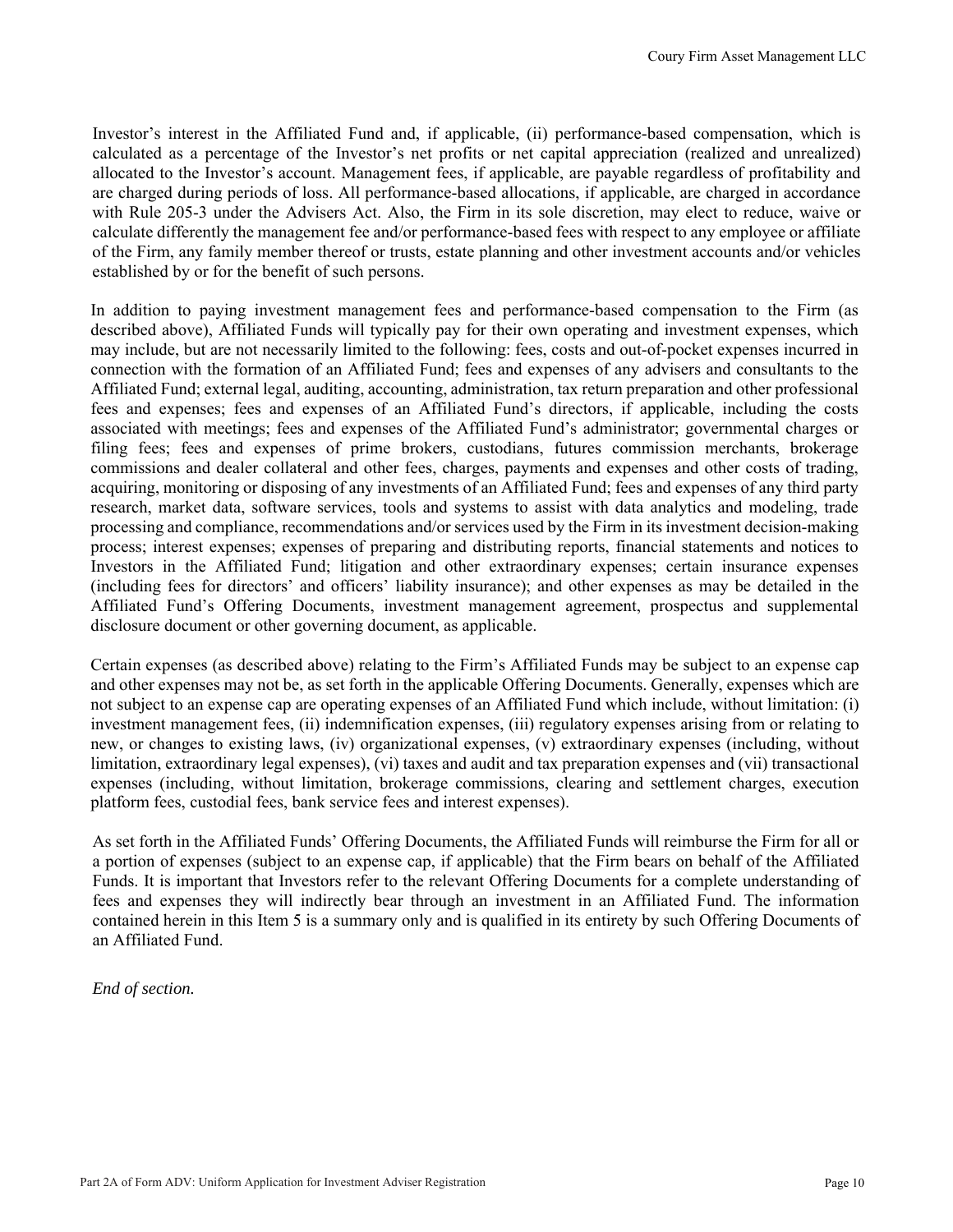Investor's interest in the Affiliated Fund and, if applicable, (ii) performance-based compensation, which is calculated as a percentage of the Investor's net profits or net capital appreciation (realized and unrealized) allocated to the Investor's account. Management fees, if applicable, are payable regardless of profitability and are charged during periods of loss. All performance-based allocations, if applicable, are charged in accordance with Rule 205-3 under the Advisers Act. Also, the Firm in its sole discretion, may elect to reduce, waive or calculate differently the management fee and/or performance-based fees with respect to any employee or affiliate of the Firm, any family member thereof or trusts, estate planning and other investment accounts and/or vehicles established by or for the benefit of such persons.

In addition to paying investment management fees and performance-based compensation to the Firm (as described above), Affiliated Funds will typically pay for their own operating and investment expenses, which may include, but are not necessarily limited to the following: fees, costs and out-of-pocket expenses incurred in connection with the formation of an Affiliated Fund; fees and expenses of any advisers and consultants to the Affiliated Fund; external legal, auditing, accounting, administration, tax return preparation and other professional fees and expenses; fees and expenses of an Affiliated Fund's directors, if applicable, including the costs associated with meetings; fees and expenses of the Affiliated Fund's administrator; governmental charges or filing fees; fees and expenses of prime brokers, custodians, futures commission merchants, brokerage commissions and dealer collateral and other fees, charges, payments and expenses and other costs of trading, acquiring, monitoring or disposing of any investments of an Affiliated Fund; fees and expenses of any third party research, market data, software services, tools and systems to assist with data analytics and modeling, trade processing and compliance, recommendations and/or services used by the Firm in its investment decision-making process; interest expenses; expenses of preparing and distributing reports, financial statements and notices to Investors in the Affiliated Fund; litigation and other extraordinary expenses; certain insurance expenses (including fees for directors' and officers' liability insurance); and other expenses as may be detailed in the Affiliated Fund's Offering Documents, investment management agreement, prospectus and supplemental disclosure document or other governing document, as applicable.

Certain expenses (as described above) relating to the Firm's Affiliated Funds may be subject to an expense cap and other expenses may not be, as set forth in the applicable Offering Documents. Generally, expenses which are not subject to an expense cap are operating expenses of an Affiliated Fund which include, without limitation: (i) investment management fees, (ii) indemnification expenses, (iii) regulatory expenses arising from or relating to new, or changes to existing laws, (iv) organizational expenses, (v) extraordinary expenses (including, without limitation, extraordinary legal expenses), (vi) taxes and audit and tax preparation expenses and (vii) transactional expenses (including, without limitation, brokerage commissions, clearing and settlement charges, execution platform fees, custodial fees, bank service fees and interest expenses).

As set forth in the Affiliated Funds' Offering Documents, the Affiliated Funds will reimburse the Firm for all or a portion of expenses (subject to an expense cap, if applicable) that the Firm bears on behalf of the Affiliated Funds. It is important that Investors refer to the relevant Offering Documents for a complete understanding of fees and expenses they will indirectly bear through an investment in an Affiliated Fund. The information contained herein in this Item 5 is a summary only and is qualified in its entirety by such Offering Documents of an Affiliated Fund.

*End of section.*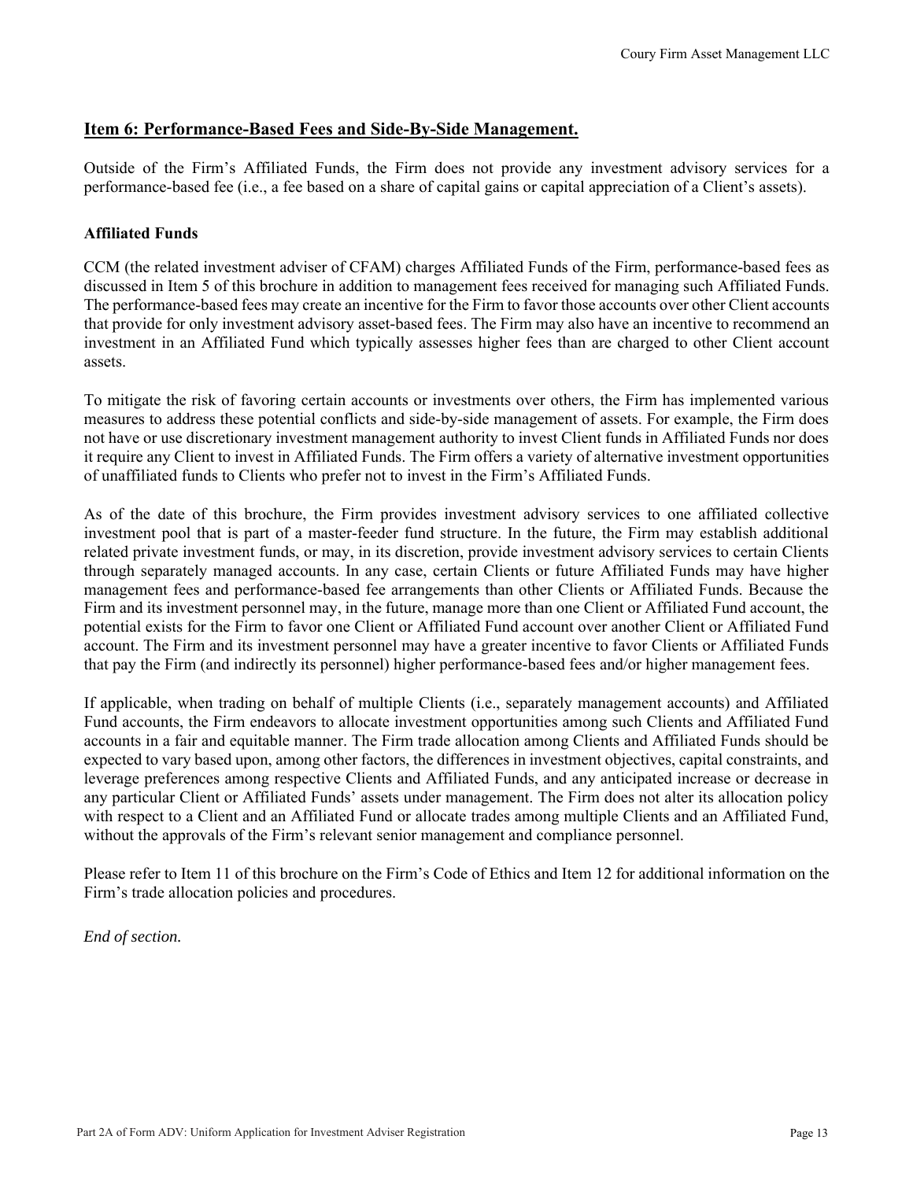## Item 6: Performance-Based Fees and Side-By-Side Management.

Outside of the Firm's Affiliated Funds, the Firm does not provide any investment advisory services for a performance-based fee (i.e., a fee based on a share of capital gains or capital appreciation of a Client's assets).

**Affiliated Funds**

CCM (the related investment adviser of CFAM) charges Affiliated Funds of the Firm, performance-based fees as discussed in Item 5 of this brochure in addition to management fees received for managing such Affiliated Funds. The performance-based fees may create an incentive for the Firm to favor those accounts over other Client accounts that provide for only investment advisory asset-based fees. The Firm may also have an incentive to recommend an investment in an Affiliated Fund which typically assesses higher fees than are charged to other Client account assets.

To mitigate the risk of favoring certain accounts or investments over others, the Firm has implemented various measures to address these potential conflicts and side-by-side management of assets. For example, the Firm does not have or use discretionary investment management authority to invest Client funds in Affiliated Funds nor does it require any Client to invest in Affiliated Funds. The Firm offers a variety of alternative investment opportunities of unaffiliated funds to Clients who prefer not to invest in the Firm's Affiliated Funds.

As of the date of this brochure, the Firm provides investment advisory services to one affiliated collective investment pool that is part of a master-feeder fund structure. In the future, the Firm may establish additional related private investment funds, or may, in its discretion, provide investment advisory services to certain Clients through separately managed accounts. In any case, certain Clients or future Affiliated Funds may have higher management fees and performance-based fee arrangements than other Clients or Affiliated Funds. Because the Firm and its investment personnel may, in the future, manage more than one Client or Affiliated Fund account, the potential exists for the Firm to favor one Client or Affiliated Fund account over another Client or Affiliated Fund account. The Firm and its investment personnel may have a greater incentive to favor Clients or Affiliated Funds that pay the Firm (and indirectly its personnel) higher performance-based fees and/or higher management fees.

If applicable, when trading on behalf of multiple Clients (i.e., separately management accounts) and Affiliated Fund accounts, the Firm endeavors to allocate investment opportunities among such Clients and Affiliated Fund accounts in a fair and equitable manner. The Firm trade allocation among Clients and Affiliated Funds should be expected to vary based upon, among other factors, the differences in investment objectives, capital constraints, and leverage preferences among respective Clients and Affiliated Funds, and any anticipated increase or decrease in any particular Client or Affiliated Funds' assets under management. The Firm does not alter its allocation policy with respect to a Client and an Affiliated Fund or allocate trades among multiple Clients and an Affiliated Fund, without the approvals of the Firm's relevant senior management and compliance personnel.

Please refer to Item 11 of this brochure on the Firm's Code of Ethics and Item 12 for additional information on the Firm's trade allocation policies and procedures.

*End of section.*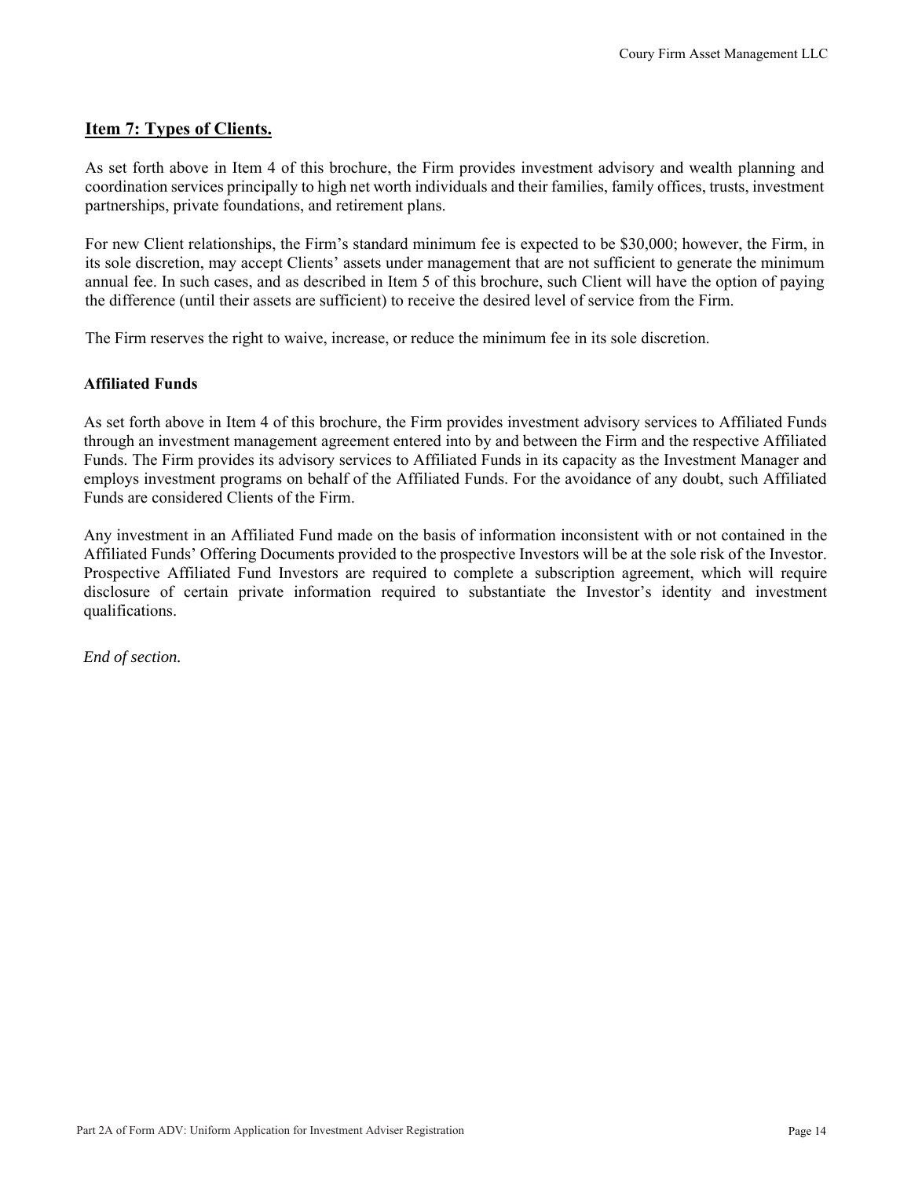## Item 7: Types of Clients.

As set forth above in Item 4 of this brochure, the Firm provides investment advisory and wealth planning and coordination services principally to high net worth individuals and their families, family offices, trusts, investment partnerships, private foundations, and retirement plans.

For new Client relationships, the Firm's standard minimum fee is expected to be $30,000; however, the Firm, in its sole discretion, may accept Clients' assets under management that are not sufficient to generate the minimum annual fee. In such cases, and as described in Item 5 of this brochure, such Client will have the option of paying the difference (until their assets are sufficient) to receive the desired level of service from the Firm.

The Firm reserves the right to waive, increase, or reduce the minimum fee in its sole discretion.

**Affiliated Funds**

As set forth above in Item 4 of this brochure, the Firm provides investment advisory services to Affiliated Funds through an investment management agreement entered into by and between the Firm and the respective Affiliated Funds. The Firm provides its advisory services to Affiliated Funds in its capacity as the Investment Manager and employs investment programs on behalf of the Affiliated Funds. For the avoidance of any doubt, such Affiliated Funds are considered Clients of the Firm.

Any investment in an Affiliated Fund made on the basis of information inconsistent with or not contained in the Affiliated Funds' Offering Documents provided to the prospective Investors will be at the sole risk of the Investor. Prospective Affiliated Fund Investors are required to complete a subscription agreement, which will require disclosure of certain private information required to substantiate the Investor's identity and investment qualifications.

*End of section.*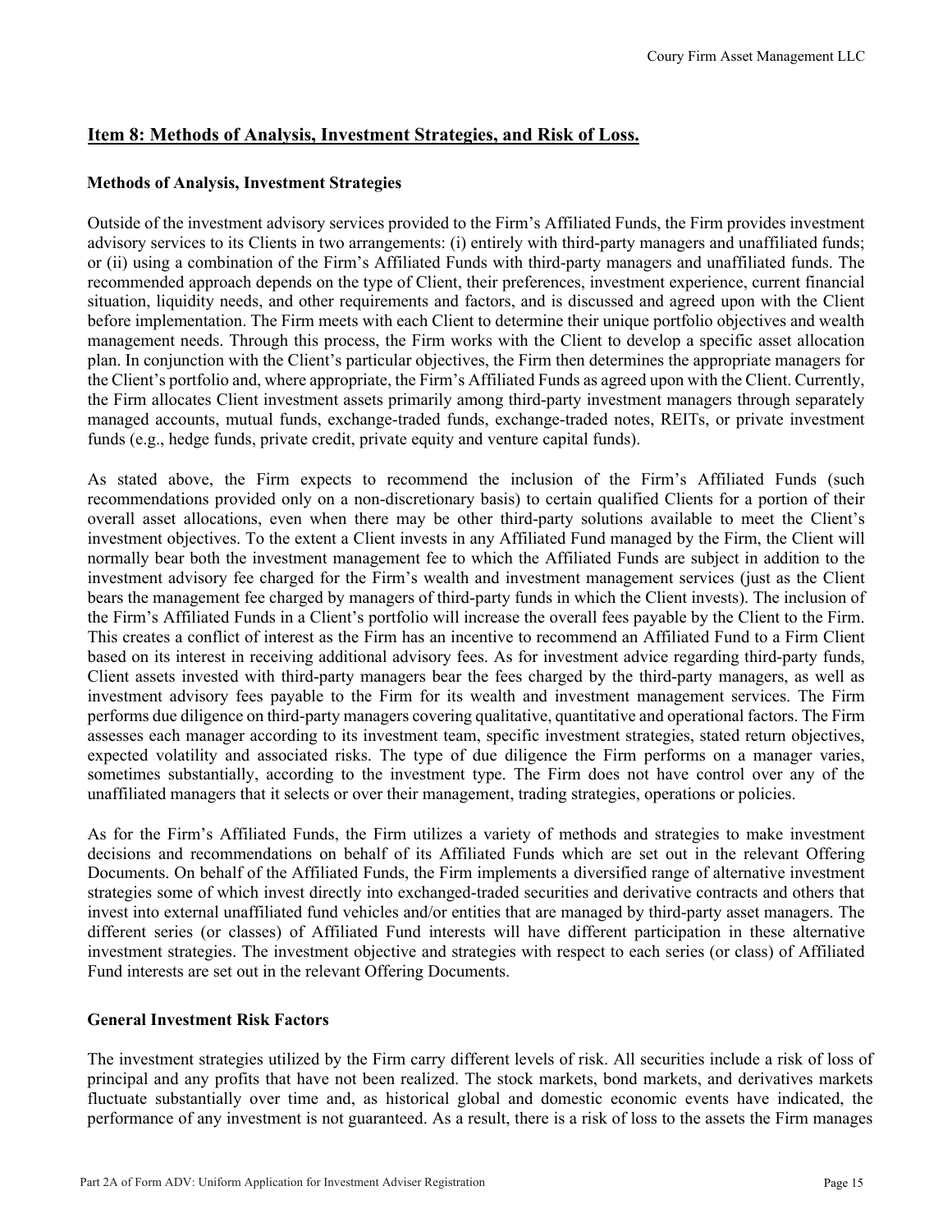## Item 8: Methods of Analysis, Investment Strategies, and Risk of Loss.

### Methods of Analysis, Investment Strategies

Outside of the investment advisory services provided to the Firm's Affiliated Funds, the Firm provides investment advisory services to its Clients in two arrangements: (i) entirely with third-party managers and unaffiliated funds; or (ii) using a combination of the Firm's Affiliated Funds with third-party managers and unaffiliated funds. The recommended approach depends on the type of Client, their preferences, investment experience, current financial situation, liquidity needs, and other requirements and factors, and is discussed and agreed upon with the Client before implementation. The Firm meets with each Client to determine their unique portfolio objectives and wealth management needs. Through this process, the Firm works with the Client to develop a specific asset allocation plan. In conjunction with the Client's particular objectives, the Firm then determines the appropriate managers for the Client's portfolio and, where appropriate, the Firm's Affiliated Funds as agreed upon with the Client. Currently, the Firm allocates Client investment assets primarily among third-party investment managers through separately managed accounts, mutual funds, exchange-traded funds, exchange-traded notes, REITs, or private investment funds (e.g., hedge funds, private credit, private equity and venture capital funds).

As stated above, the Firm expects to recommend the inclusion of the Firm's Affiliated Funds (such recommendations provided only on a non-discretionary basis) to certain qualified Clients for a portion of their overall asset allocations, even when there may be other third-party solutions available to meet the Client's investment objectives. To the extent a Client invests in any Affiliated Fund managed by the Firm, the Client will normally bear both the investment management fee to which the Affiliated Funds are subject in addition to the investment advisory fee charged for the Firm's wealth and investment management services (just as the Client bears the management fee charged by managers of third-party funds in which the Client invests). The inclusion of the Firm's Affiliated Funds in a Client's portfolio will increase the overall fees payable by the Client to the Firm. This creates a conflict of interest as the Firm has an incentive to recommend an Affiliated Fund to a Firm Client based on its interest in receiving additional advisory fees. As for investment advice regarding third-party funds, Client assets invested with third-party managers bear the fees charged by the third-party managers, as well as investment advisory fees payable to the Firm for its wealth and investment management services. The Firm performs due diligence on third-party managers covering qualitative, quantitative and operational factors. The Firm assesses each manager according to its investment team, specific investment strategies, stated return objectives, expected volatility and associated risks. The type of due diligence the Firm performs on a manager varies, sometimes substantially, according to the investment type. The Firm does not have control over any of the unaffiliated managers that it selects or over their management, trading strategies, operations or policies.

As for the Firm's Affiliated Funds, the Firm utilizes a variety of methods and strategies to make investment decisions and recommendations on behalf of its Affiliated Funds which are set out in the relevant Offering Documents. On behalf of the Affiliated Funds, the Firm implements a diversified range of alternative investment strategies some of which invest directly into exchanged-traded securities and derivative contracts and others that invest into external unaffiliated fund vehicles and/or entities that are managed by third-party asset managers. The different series (or classes) of Affiliated Fund interests will have different participation in these alternative investment strategies. The investment objective and strategies with respect to each series (or class) of Affiliated Fund interests are set out in the relevant Offering Documents.

### General Investment Risk Factors

The investment strategies utilized by the Firm carry different levels of risk. All securities include a risk of loss of principal and any profits that have not been realized. The stock markets, bond markets, and derivatives markets fluctuate substantially over time and, as historical global and domestic economic events have indicated, the performance of any investment is not guaranteed. As a result, there is a risk of loss to the assets the Firm manages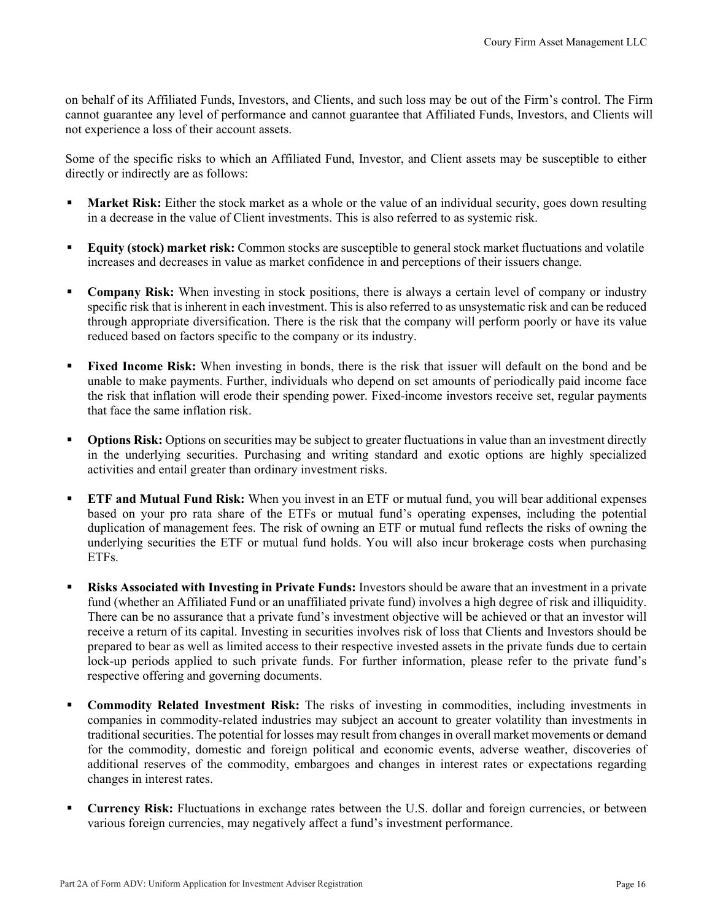on behalf of its Affiliated Funds, Investors, and Clients, and such loss may be out of the Firm's control. The Firm cannot guarantee any level of performance and cannot guarantee that Affiliated Funds, Investors, and Clients will not experience a loss of their account assets.

Some of the specific risks to which an Affiliated Fund, Investor, and Client assets may be susceptible to either directly or indirectly are as follows:

- **Market Risk:** Either the stock market as a whole or the value of an individual security, goes down resulting in a decrease in the value of Client investments. This is also referred to as systemic risk.

- **Equity (stock) market risk:** Common stocks are susceptible to general stock market fluctuations and volatile increases and decreases in value as market confidence in and perceptions of their issuers change.

- **Company Risk:** When investing in stock positions, there is always a certain level of company or industry specific risk that is inherent in each investment. This is also referred to as unsystematic risk and can be reduced through appropriate diversification. There is the risk that the company will perform poorly or have its value reduced based on factors specific to the company or its industry.

- **Fixed Income Risk:** When investing in bonds, there is the risk that issuer will default on the bond and be unable to make payments. Further, individuals who depend on set amounts of periodically paid income face the risk that inflation will erode their spending power. Fixed-income investors receive set, regular payments that face the same inflation risk.

- **Options Risk:** Options on securities may be subject to greater fluctuations in value than an investment directly in the underlying securities. Purchasing and writing standard and exotic options are highly specialized activities and entail greater than ordinary investment risks.

- **ETF and Mutual Fund Risk:** When you invest in an ETF or mutual fund, you will bear additional expenses based on your pro rata share of the ETFs or mutual fund's operating expenses, including the potential duplication of management fees. The risk of owning an ETF or mutual fund reflects the risks of owning the underlying securities the ETF or mutual fund holds. You will also incur brokerage costs when purchasing ETFs.

- **Risks Associated with Investing in Private Funds:** Investors should be aware that an investment in a private fund (whether an Affiliated Fund or an unaffiliated private fund) involves a high degree of risk and illiquidity. There can be no assurance that a private fund's investment objective will be achieved or that an investor will receive a return of its capital. Investing in securities involves risk of loss that Clients and Investors should be prepared to bear as well as limited access to their respective invested assets in the private funds due to certain lock-up periods applied to such private funds. For further information, please refer to the private fund's respective offering and governing documents.

- **Commodity Related Investment Risk:** The risks of investing in commodities, including investments in companies in commodity-related industries may subject an account to greater volatility than investments in traditional securities. The potential for losses may result from changes in overall market movements or demand for the commodity, domestic and foreign political and economic events, adverse weather, discoveries of additional reserves of the commodity, embargoes and changes in interest rates or expectations regarding changes in interest rates.

- **Currency Risk:** Fluctuations in exchange rates between the U.S. dollar and foreign currencies, or between various foreign currencies, may negatively affect a fund's investment performance.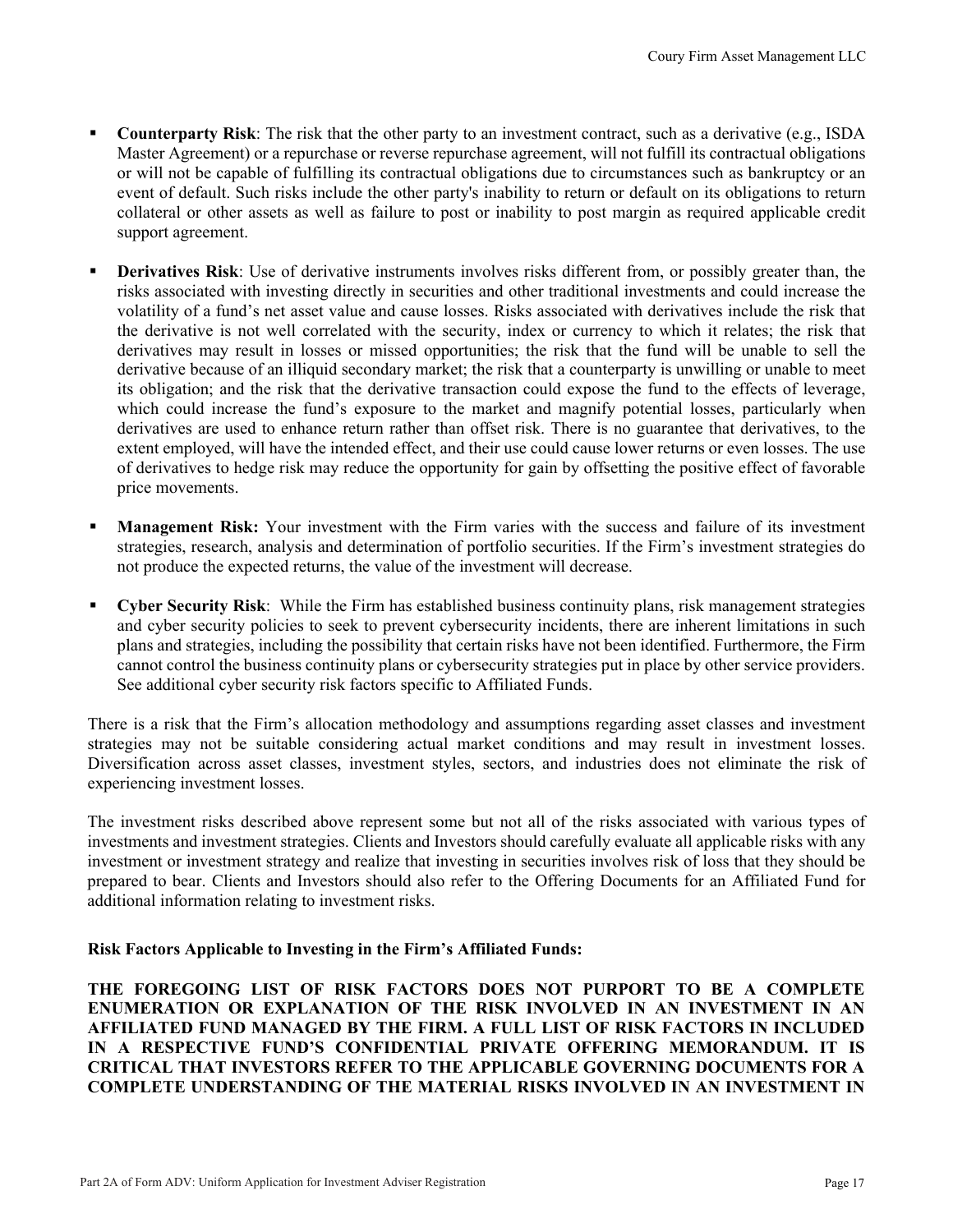- **Counterparty Risk**: The risk that the other party to an investment contract, such as a derivative (e.g., ISDA Master Agreement) or a repurchase or reverse repurchase agreement, will not fulfill its contractual obligations or will not be capable of fulfilling its contractual obligations due to circumstances such as bankruptcy or an event of default. Such risks include the other party's inability to return or default on its obligations to return collateral or other assets as well as failure to post or inability to post margin as required applicable credit support agreement.

- **Derivatives Risk**: Use of derivative instruments involves risks different from, or possibly greater than, the risks associated with investing directly in securities and other traditional investments and could increase the volatility of a fund's net asset value and cause losses. Risks associated with derivatives include the risk that the derivative is not well correlated with the security, index or currency to which it relates; the risk that derivatives may result in losses or missed opportunities; the risk that the fund will be unable to sell the derivative because of an illiquid secondary market; the risk that a counterparty is unwilling or unable to meet its obligation; and the risk that the derivative transaction could expose the fund to the effects of leverage, which could increase the fund's exposure to the market and magnify potential losses, particularly when derivatives are used to enhance return rather than offset risk. There is no guarantee that derivatives, to the extent employed, will have the intended effect, and their use could cause lower returns or even losses. The use of derivatives to hedge risk may reduce the opportunity for gain by offsetting the positive effect of favorable price movements.

- **Management Risk:** Your investment with the Firm varies with the success and failure of its investment strategies, research, analysis and determination of portfolio securities. If the Firm's investment strategies do not produce the expected returns, the value of the investment will decrease.

- **Cyber Security Risk**: While the Firm has established business continuity plans, risk management strategies and cyber security policies to seek to prevent cybersecurity incidents, there are inherent limitations in such plans and strategies, including the possibility that certain risks have not been identified. Furthermore, the Firm cannot control the business continuity plans or cybersecurity strategies put in place by other service providers. See additional cyber security risk factors specific to Affiliated Funds.

There is a risk that the Firm's allocation methodology and assumptions regarding asset classes and investment strategies may not be suitable considering actual market conditions and may result in investment losses. Diversification across asset classes, investment styles, sectors, and industries does not eliminate the risk of experiencing investment losses.

The investment risks described above represent some but not all of the risks associated with various types of investments and investment strategies. Clients and Investors should carefully evaluate all applicable risks with any investment or investment strategy and realize that investing in securities involves risk of loss that they should be prepared to bear. Clients and Investors should also refer to the Offering Documents for an Affiliated Fund for additional information relating to investment risks.

**Risk Factors Applicable to Investing in the Firm's Affiliated Funds:**

**THE FOREGOING LIST OF RISK FACTORS DOES NOT PURPORT TO BE A COMPLETE ENUMERATION OR EXPLANATION OF THE RISK INVOLVED IN AN INVESTMENT IN AN AFFILIATED FUND MANAGED BY THE FIRM. A FULL LIST OF RISK FACTORS IN INCLUDED IN A RESPECTIVE FUND'S CONFIDENTIAL PRIVATE OFFERING MEMORANDUM. IT IS CRITICAL THAT INVESTORS REFER TO THE APPLICABLE GOVERNING DOCUMENTS FOR A COMPLETE UNDERSTANDING OF THE MATERIAL RISKS INVOLVED IN AN INVESTMENT IN**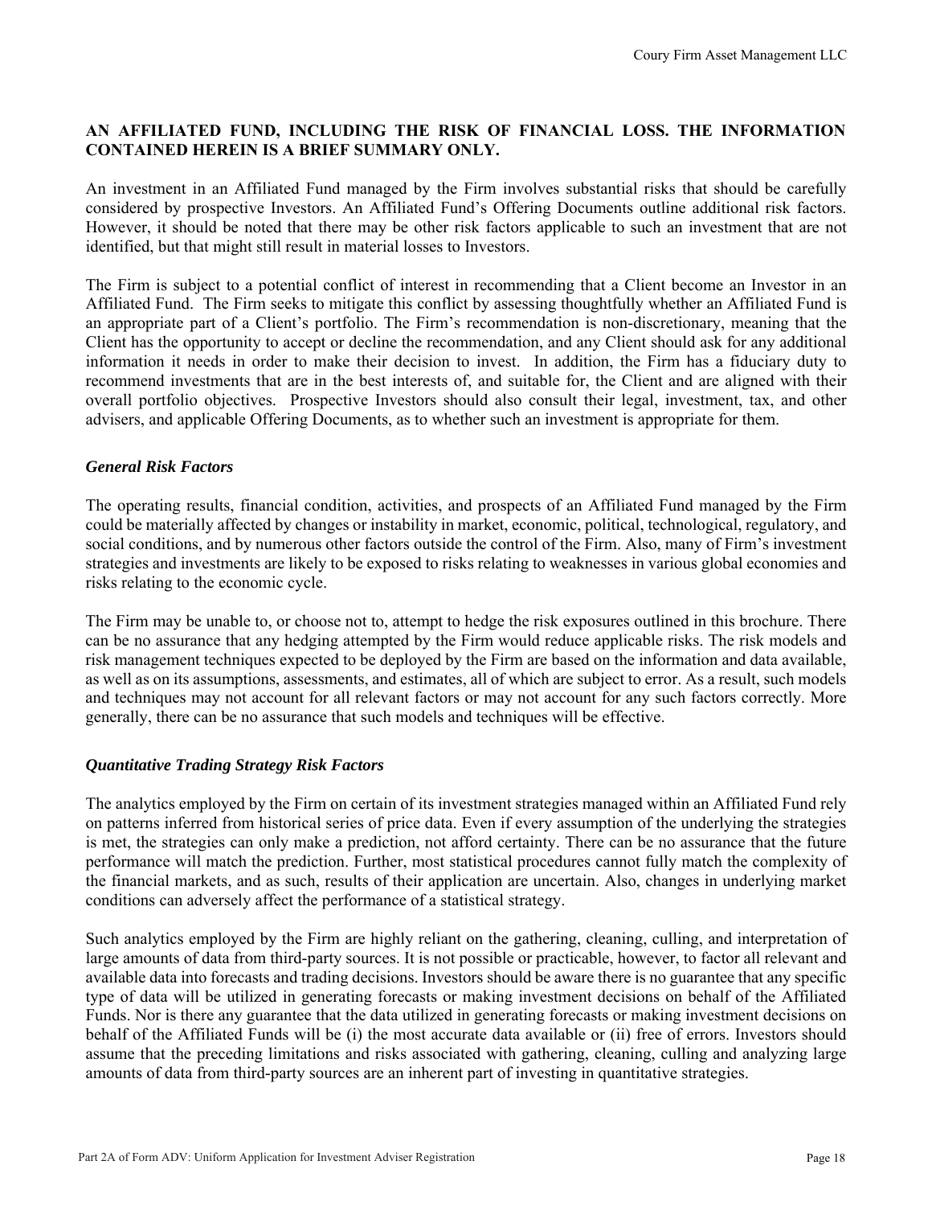**AN AFFILIATED FUND, INCLUDING THE RISK OF FINANCIAL LOSS. THE INFORMATION CONTAINED HEREIN IS A BRIEF SUMMARY ONLY.**

An investment in an Affiliated Fund managed by the Firm involves substantial risks that should be carefully considered by prospective Investors. An Affiliated Fund's Offering Documents outline additional risk factors. However, it should be noted that there may be other risk factors applicable to such an investment that are not identified, but that might still result in material losses to Investors.

The Firm is subject to a potential conflict of interest in recommending that a Client become an Investor in an Affiliated Fund. The Firm seeks to mitigate this conflict by assessing thoughtfully whether an Affiliated Fund is an appropriate part of a Client's portfolio. The Firm's recommendation is non-discretionary, meaning that the Client has the opportunity to accept or decline the recommendation, and any Client should ask for any additional information it needs in order to make their decision to invest. In addition, the Firm has a fiduciary duty to recommend investments that are in the best interests of, and suitable for, the Client and are aligned with their overall portfolio objectives. Prospective Investors should also consult their legal, investment, tax, and other advisers, and applicable Offering Documents, as to whether such an investment is appropriate for them.

***General Risk Factors***

The operating results, financial condition, activities, and prospects of an Affiliated Fund managed by the Firm could be materially affected by changes or instability in market, economic, political, technological, regulatory, and social conditions, and by numerous other factors outside the control of the Firm. Also, many of Firm's investment strategies and investments are likely to be exposed to risks relating to weaknesses in various global economies and risks relating to the economic cycle.

The Firm may be unable to, or choose not to, attempt to hedge the risk exposures outlined in this brochure. There can be no assurance that any hedging attempted by the Firm would reduce applicable risks. The risk models and risk management techniques expected to be deployed by the Firm are based on the information and data available, as well as on its assumptions, assessments, and estimates, all of which are subject to error. As a result, such models and techniques may not account for all relevant factors or may not account for any such factors correctly. More generally, there can be no assurance that such models and techniques will be effective.

***Quantitative Trading Strategy Risk Factors***

The analytics employed by the Firm on certain of its investment strategies managed within an Affiliated Fund rely on patterns inferred from historical series of price data. Even if every assumption of the underlying the strategies is met, the strategies can only make a prediction, not afford certainty. There can be no assurance that the future performance will match the prediction. Further, most statistical procedures cannot fully match the complexity of the financial markets, and as such, results of their application are uncertain. Also, changes in underlying market conditions can adversely affect the performance of a statistical strategy.

Such analytics employed by the Firm are highly reliant on the gathering, cleaning, culling, and interpretation of large amounts of data from third-party sources. It is not possible or practicable, however, to factor all relevant and available data into forecasts and trading decisions. Investors should be aware there is no guarantee that any specific type of data will be utilized in generating forecasts or making investment decisions on behalf of the Affiliated Funds. Nor is there any guarantee that the data utilized in generating forecasts or making investment decisions on behalf of the Affiliated Funds will be (i) the most accurate data available or (ii) free of errors. Investors should assume that the preceding limitations and risks associated with gathering, cleaning, culling and analyzing large amounts of data from third-party sources are an inherent part of investing in quantitative strategies.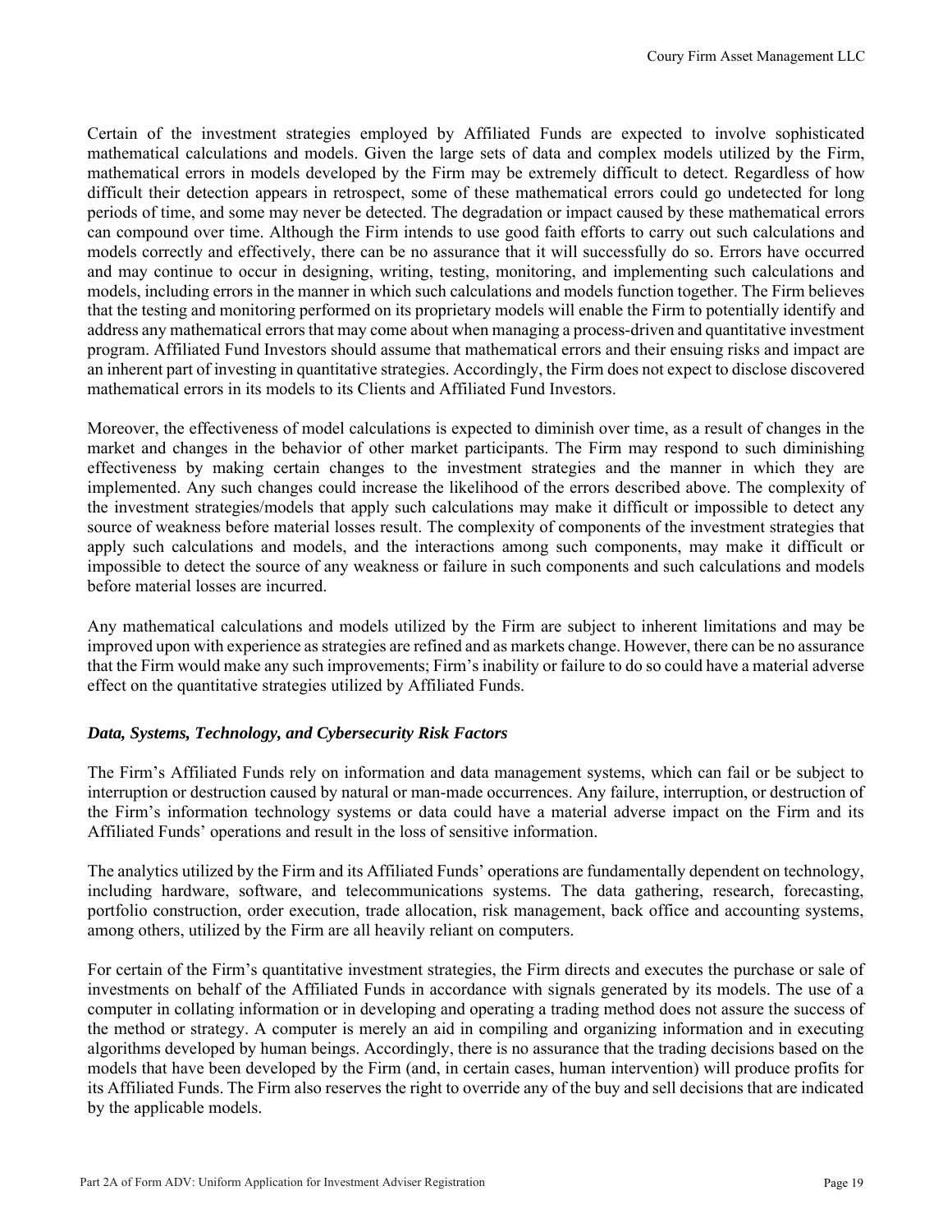Certain of the investment strategies employed by Affiliated Funds are expected to involve sophisticated mathematical calculations and models. Given the large sets of data and complex models utilized by the Firm, mathematical errors in models developed by the Firm may be extremely difficult to detect. Regardless of how difficult their detection appears in retrospect, some of these mathematical errors could go undetected for long periods of time, and some may never be detected. The degradation or impact caused by these mathematical errors can compound over time. Although the Firm intends to use good faith efforts to carry out such calculations and models correctly and effectively, there can be no assurance that it will successfully do so. Errors have occurred and may continue to occur in designing, writing, testing, monitoring, and implementing such calculations and models, including errors in the manner in which such calculations and models function together. The Firm believes that the testing and monitoring performed on its proprietary models will enable the Firm to potentially identify and address any mathematical errors that may come about when managing a process-driven and quantitative investment program. Affiliated Fund Investors should assume that mathematical errors and their ensuing risks and impact are an inherent part of investing in quantitative strategies. Accordingly, the Firm does not expect to disclose discovered mathematical errors in its models to its Clients and Affiliated Fund Investors.

Moreover, the effectiveness of model calculations is expected to diminish over time, as a result of changes in the market and changes in the behavior of other market participants. The Firm may respond to such diminishing effectiveness by making certain changes to the investment strategies and the manner in which they are implemented. Any such changes could increase the likelihood of the errors described above. The complexity of the investment strategies/models that apply such calculations may make it difficult or impossible to detect any source of weakness before material losses result. The complexity of components of the investment strategies that apply such calculations and models, and the interactions among such components, may make it difficult or impossible to detect the source of any weakness or failure in such components and such calculations and models before material losses are incurred.

Any mathematical calculations and models utilized by the Firm are subject to inherent limitations and may be improved upon with experience as strategies are refined and as markets change. However, there can be no assurance that the Firm would make any such improvements; Firm's inability or failure to do so could have a material adverse effect on the quantitative strategies utilized by Affiliated Funds.

***Data, Systems, Technology, and Cybersecurity Risk Factors***

The Firm's Affiliated Funds rely on information and data management systems, which can fail or be subject to interruption or destruction caused by natural or man-made occurrences. Any failure, interruption, or destruction of the Firm's information technology systems or data could have a material adverse impact on the Firm and its Affiliated Funds' operations and result in the loss of sensitive information.

The analytics utilized by the Firm and its Affiliated Funds' operations are fundamentally dependent on technology, including hardware, software, and telecommunications systems. The data gathering, research, forecasting, portfolio construction, order execution, trade allocation, risk management, back office and accounting systems, among others, utilized by the Firm are all heavily reliant on computers.

For certain of the Firm's quantitative investment strategies, the Firm directs and executes the purchase or sale of investments on behalf of the Affiliated Funds in accordance with signals generated by its models. The use of a computer in collating information or in developing and operating a trading method does not assure the success of the method or strategy. A computer is merely an aid in compiling and organizing information and in executing algorithms developed by human beings. Accordingly, there is no assurance that the trading decisions based on the models that have been developed by the Firm (and, in certain cases, human intervention) will produce profits for its Affiliated Funds. The Firm also reserves the right to override any of the buy and sell decisions that are indicated by the applicable models.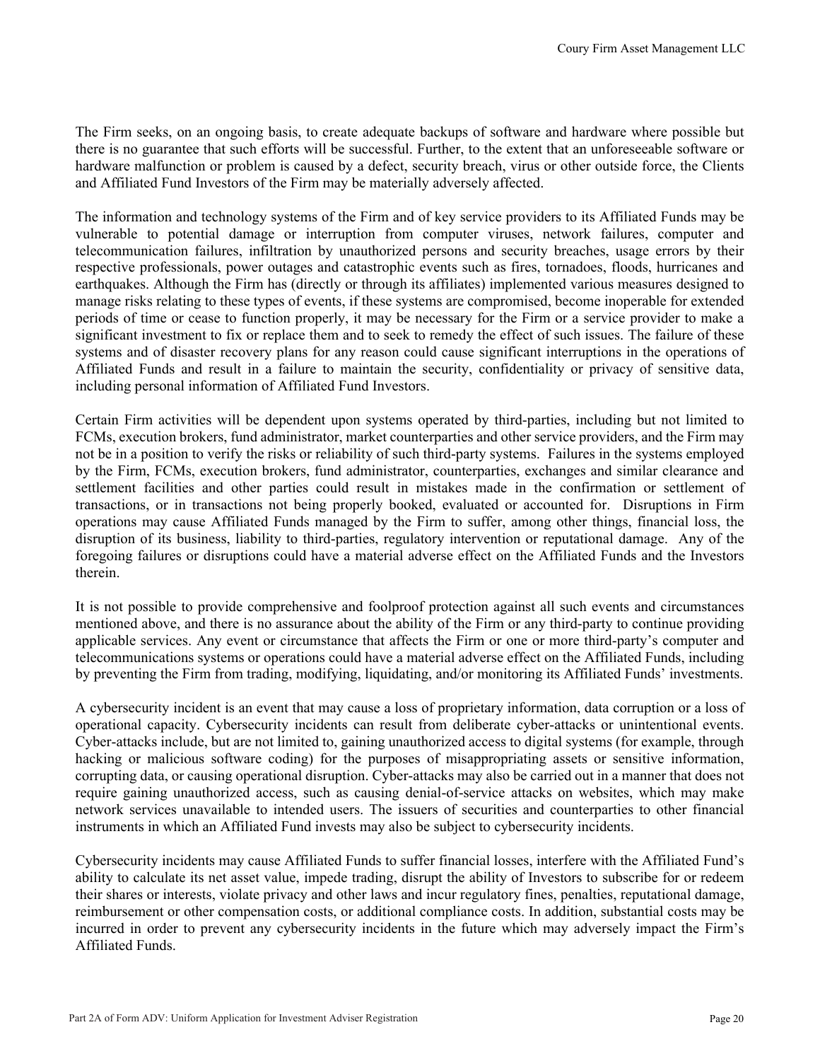The Firm seeks, on an ongoing basis, to create adequate backups of software and hardware where possible but there is no guarantee that such efforts will be successful. Further, to the extent that an unforeseeable software or hardware malfunction or problem is caused by a defect, security breach, virus or other outside force, the Clients and Affiliated Fund Investors of the Firm may be materially adversely affected.

The information and technology systems of the Firm and of key service providers to its Affiliated Funds may be vulnerable to potential damage or interruption from computer viruses, network failures, computer and telecommunication failures, infiltration by unauthorized persons and security breaches, usage errors by their respective professionals, power outages and catastrophic events such as fires, tornadoes, floods, hurricanes and earthquakes. Although the Firm has (directly or through its affiliates) implemented various measures designed to manage risks relating to these types of events, if these systems are compromised, become inoperable for extended periods of time or cease to function properly, it may be necessary for the Firm or a service provider to make a significant investment to fix or replace them and to seek to remedy the effect of such issues. The failure of these systems and of disaster recovery plans for any reason could cause significant interruptions in the operations of Affiliated Funds and result in a failure to maintain the security, confidentiality or privacy of sensitive data, including personal information of Affiliated Fund Investors.

Certain Firm activities will be dependent upon systems operated by third-parties, including but not limited to FCMs, execution brokers, fund administrator, market counterparties and other service providers, and the Firm may not be in a position to verify the risks or reliability of such third-party systems. Failures in the systems employed by the Firm, FCMs, execution brokers, fund administrator, counterparties, exchanges and similar clearance and settlement facilities and other parties could result in mistakes made in the confirmation or settlement of transactions, or in transactions not being properly booked, evaluated or accounted for. Disruptions in Firm operations may cause Affiliated Funds managed by the Firm to suffer, among other things, financial loss, the disruption of its business, liability to third-parties, regulatory intervention or reputational damage. Any of the foregoing failures or disruptions could have a material adverse effect on the Affiliated Funds and the Investors therein.

It is not possible to provide comprehensive and foolproof protection against all such events and circumstances mentioned above, and there is no assurance about the ability of the Firm or any third-party to continue providing applicable services. Any event or circumstance that affects the Firm or one or more third-party's computer and telecommunications systems or operations could have a material adverse effect on the Affiliated Funds, including by preventing the Firm from trading, modifying, liquidating, and/or monitoring its Affiliated Funds' investments.

A cybersecurity incident is an event that may cause a loss of proprietary information, data corruption or a loss of operational capacity. Cybersecurity incidents can result from deliberate cyber-attacks or unintentional events. Cyber-attacks include, but are not limited to, gaining unauthorized access to digital systems (for example, through hacking or malicious software coding) for the purposes of misappropriating assets or sensitive information, corrupting data, or causing operational disruption. Cyber-attacks may also be carried out in a manner that does not require gaining unauthorized access, such as causing denial-of-service attacks on websites, which may make network services unavailable to intended users. The issuers of securities and counterparties to other financial instruments in which an Affiliated Fund invests may also be subject to cybersecurity incidents.

Cybersecurity incidents may cause Affiliated Funds to suffer financial losses, interfere with the Affiliated Fund's ability to calculate its net asset value, impede trading, disrupt the ability of Investors to subscribe for or redeem their shares or interests, violate privacy and other laws and incur regulatory fines, penalties, reputational damage, reimbursement or other compensation costs, or additional compliance costs. In addition, substantial costs may be incurred in order to prevent any cybersecurity incidents in the future which may adversely impact the Firm's Affiliated Funds.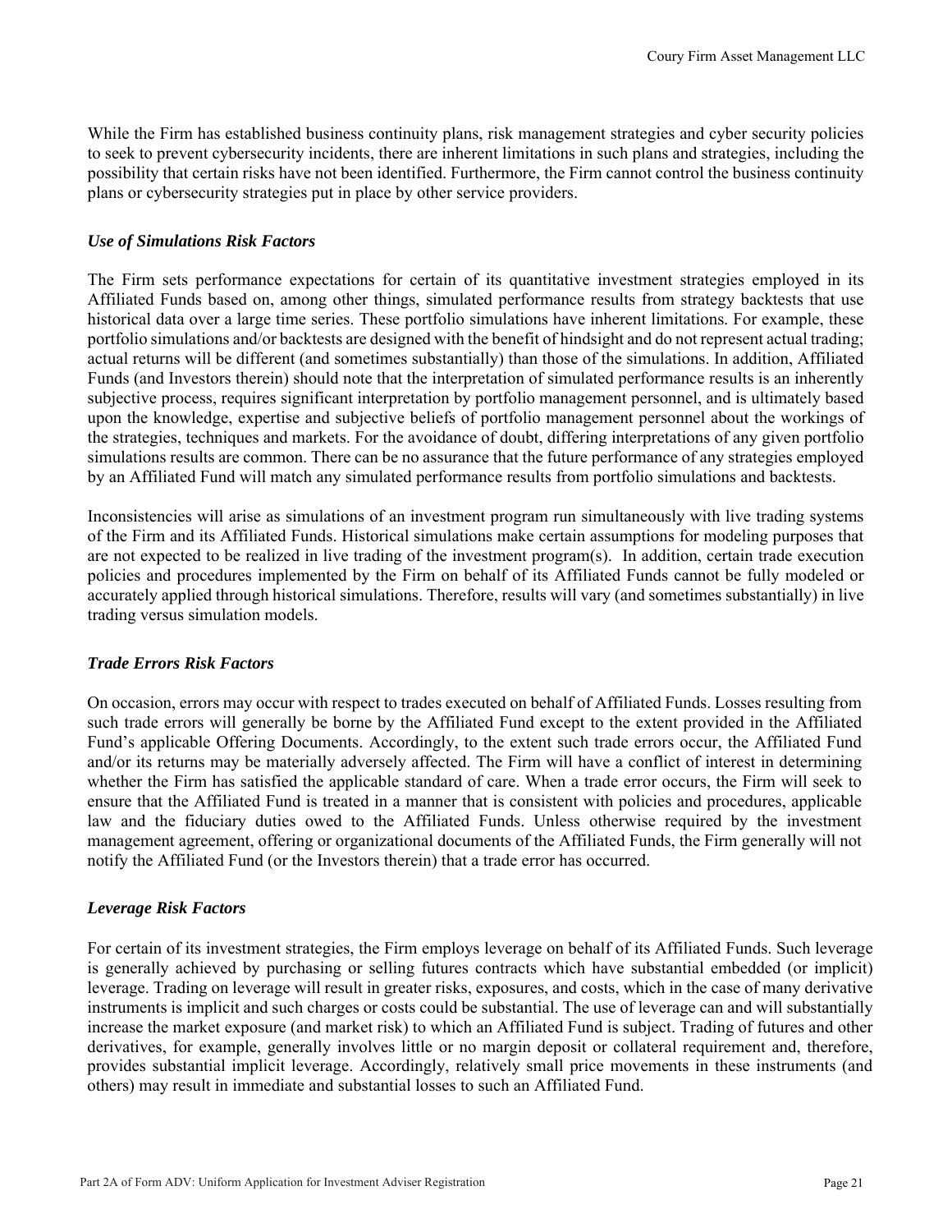While the Firm has established business continuity plans, risk management strategies and cyber security policies to seek to prevent cybersecurity incidents, there are inherent limitations in such plans and strategies, including the possibility that certain risks have not been identified. Furthermore, the Firm cannot control the business continuity plans or cybersecurity strategies put in place by other service providers.

### *Use of Simulations Risk Factors*

The Firm sets performance expectations for certain of its quantitative investment strategies employed in its Affiliated Funds based on, among other things, simulated performance results from strategy backtests that use historical data over a large time series. These portfolio simulations have inherent limitations. For example, these portfolio simulations and/or backtests are designed with the benefit of hindsight and do not represent actual trading; actual returns will be different (and sometimes substantially) than those of the simulations. In addition, Affiliated Funds (and Investors therein) should note that the interpretation of simulated performance results is an inherently subjective process, requires significant interpretation by portfolio management personnel, and is ultimately based upon the knowledge, expertise and subjective beliefs of portfolio management personnel about the workings of the strategies, techniques and markets. For the avoidance of doubt, differing interpretations of any given portfolio simulations results are common. There can be no assurance that the future performance of any strategies employed by an Affiliated Fund will match any simulated performance results from portfolio simulations and backtests.

Inconsistencies will arise as simulations of an investment program run simultaneously with live trading systems of the Firm and its Affiliated Funds. Historical simulations make certain assumptions for modeling purposes that are not expected to be realized in live trading of the investment program(s). In addition, certain trade execution policies and procedures implemented by the Firm on behalf of its Affiliated Funds cannot be fully modeled or accurately applied through historical simulations. Therefore, results will vary (and sometimes substantially) in live trading versus simulation models.

### *Trade Errors Risk Factors*

On occasion, errors may occur with respect to trades executed on behalf of Affiliated Funds. Losses resulting from such trade errors will generally be borne by the Affiliated Fund except to the extent provided in the Affiliated Fund's applicable Offering Documents. Accordingly, to the extent such trade errors occur, the Affiliated Fund and/or its returns may be materially adversely affected. The Firm will have a conflict of interest in determining whether the Firm has satisfied the applicable standard of care. When a trade error occurs, the Firm will seek to ensure that the Affiliated Fund is treated in a manner that is consistent with policies and procedures, applicable law and the fiduciary duties owed to the Affiliated Funds. Unless otherwise required by the investment management agreement, offering or organizational documents of the Affiliated Funds, the Firm generally will not notify the Affiliated Fund (or the Investors therein) that a trade error has occurred.

### *Leverage Risk Factors*

For certain of its investment strategies, the Firm employs leverage on behalf of its Affiliated Funds. Such leverage is generally achieved by purchasing or selling futures contracts which have substantial embedded (or implicit) leverage. Trading on leverage will result in greater risks, exposures, and costs, which in the case of many derivative instruments is implicit and such charges or costs could be substantial. The use of leverage can and will substantially increase the market exposure (and market risk) to which an Affiliated Fund is subject. Trading of futures and other derivatives, for example, generally involves little or no margin deposit or collateral requirement and, therefore, provides substantial implicit leverage. Accordingly, relatively small price movements in these instruments (and others) may result in immediate and substantial losses to such an Affiliated Fund.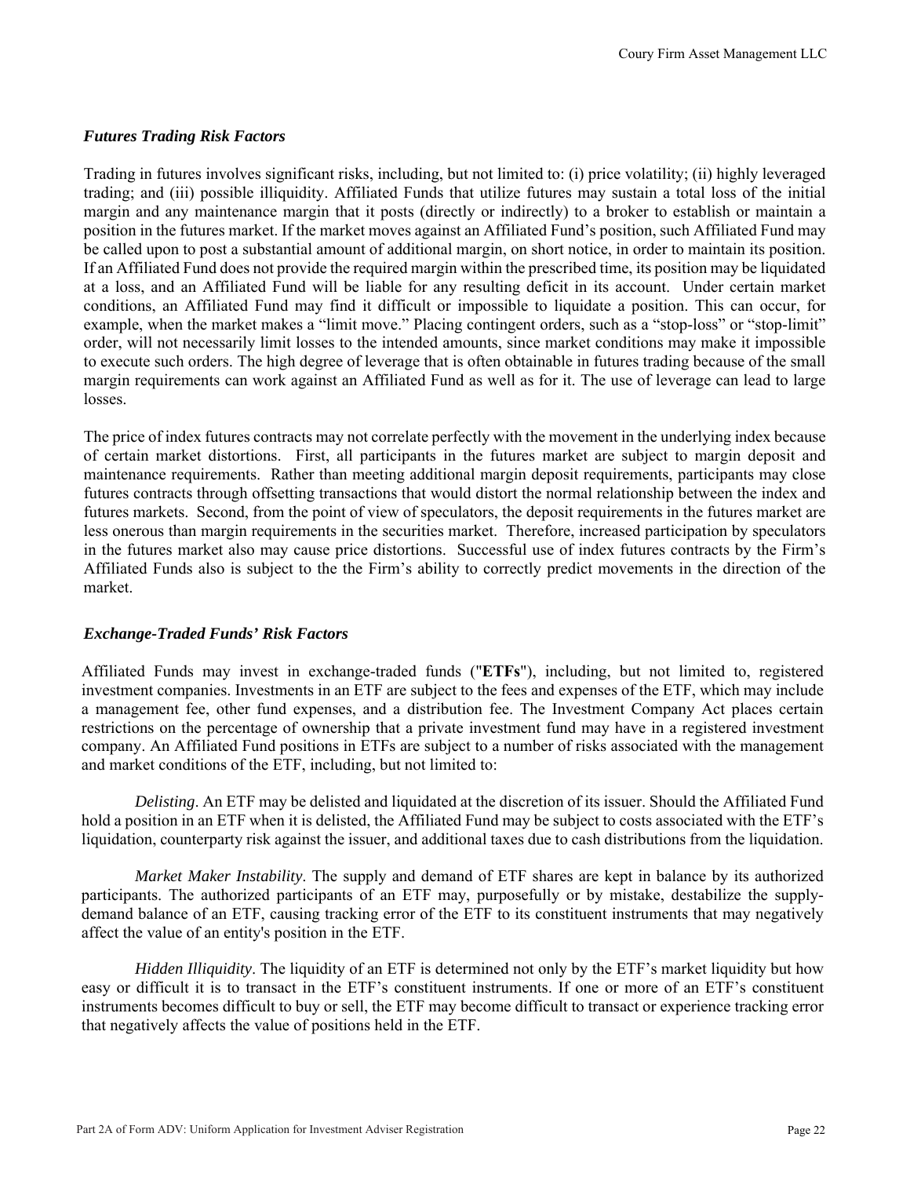### *Futures Trading Risk Factors*

Trading in futures involves significant risks, including, but not limited to: (i) price volatility; (ii) highly leveraged trading; and (iii) possible illiquidity. Affiliated Funds that utilize futures may sustain a total loss of the initial margin and any maintenance margin that it posts (directly or indirectly) to a broker to establish or maintain a position in the futures market. If the market moves against an Affiliated Fund's position, such Affiliated Fund may be called upon to post a substantial amount of additional margin, on short notice, in order to maintain its position. If an Affiliated Fund does not provide the required margin within the prescribed time, its position may be liquidated at a loss, and an Affiliated Fund will be liable for any resulting deficit in its account. Under certain market conditions, an Affiliated Fund may find it difficult or impossible to liquidate a position. This can occur, for example, when the market makes a "limit move." Placing contingent orders, such as a "stop-loss" or "stop-limit" order, will not necessarily limit losses to the intended amounts, since market conditions may make it impossible to execute such orders. The high degree of leverage that is often obtainable in futures trading because of the small margin requirements can work against an Affiliated Fund as well as for it. The use of leverage can lead to large losses.

The price of index futures contracts may not correlate perfectly with the movement in the underlying index because of certain market distortions. First, all participants in the futures market are subject to margin deposit and maintenance requirements. Rather than meeting additional margin deposit requirements, participants may close futures contracts through offsetting transactions that would distort the normal relationship between the index and futures markets. Second, from the point of view of speculators, the deposit requirements in the futures market are less onerous than margin requirements in the securities market. Therefore, increased participation by speculators in the futures market also may cause price distortions. Successful use of index futures contracts by the Firm's Affiliated Funds also is subject to the the Firm's ability to correctly predict movements in the direction of the market.

### *Exchange-Traded Funds' Risk Factors*

Affiliated Funds may invest in exchange-traded funds ("**ETFs**"), including, but not limited to, registered investment companies. Investments in an ETF are subject to the fees and expenses of the ETF, which may include a management fee, other fund expenses, and a distribution fee. The Investment Company Act places certain restrictions on the percentage of ownership that a private investment fund may have in a registered investment company. An Affiliated Fund positions in ETFs are subject to a number of risks associated with the management and market conditions of the ETF, including, but not limited to:

*Delisting*. An ETF may be delisted and liquidated at the discretion of its issuer. Should the Affiliated Fund hold a position in an ETF when it is delisted, the Affiliated Fund may be subject to costs associated with the ETF's liquidation, counterparty risk against the issuer, and additional taxes due to cash distributions from the liquidation.

*Market Maker Instability*. The supply and demand of ETF shares are kept in balance by its authorized participants. The authorized participants of an ETF may, purposefully or by mistake, destabilize the supply-demand balance of an ETF, causing tracking error of the ETF to its constituent instruments that may negatively affect the value of an entity's position in the ETF.

*Hidden Illiquidity*. The liquidity of an ETF is determined not only by the ETF's market liquidity but how easy or difficult it is to transact in the ETF's constituent instruments. If one or more of an ETF's constituent instruments becomes difficult to buy or sell, the ETF may become difficult to transact or experience tracking error that negatively affects the value of positions held in the ETF.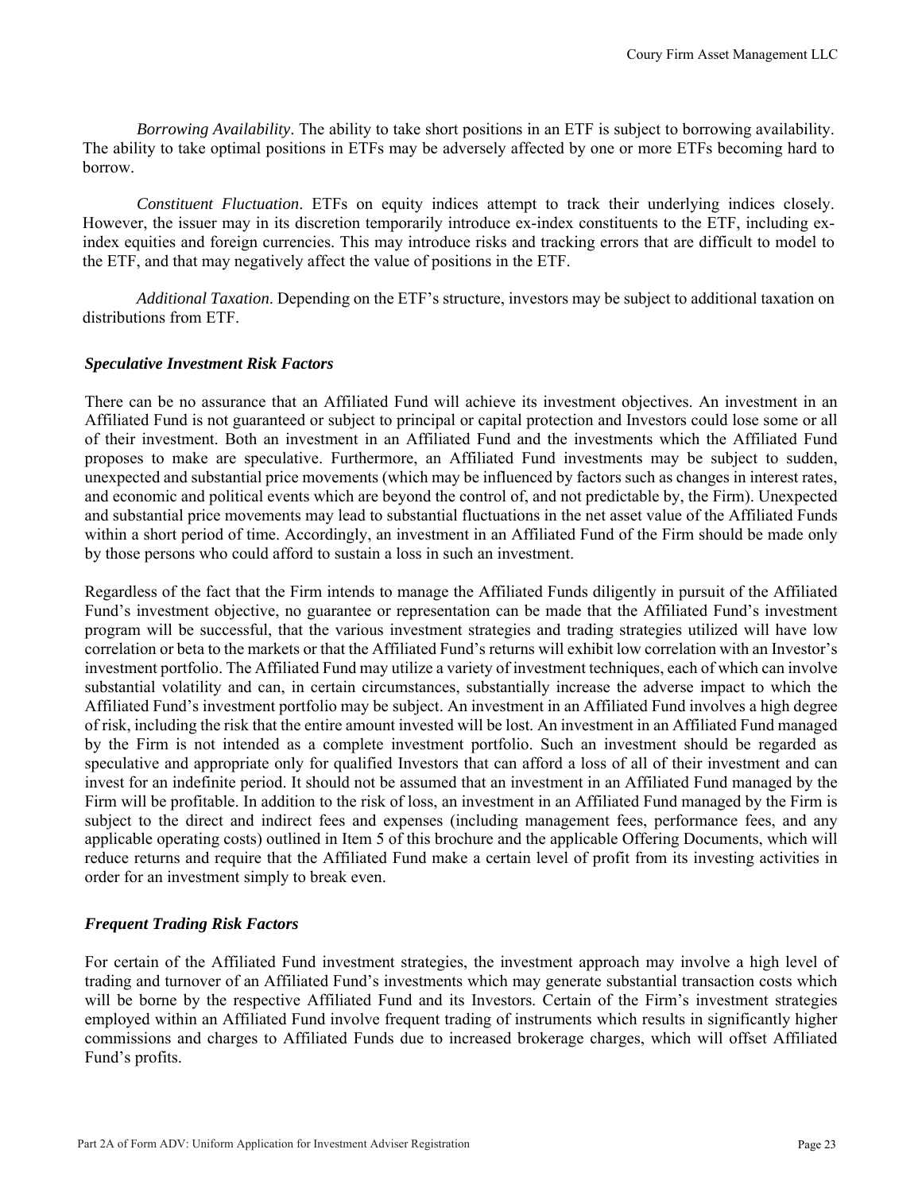*Borrowing Availability*. The ability to take short positions in an ETF is subject to borrowing availability. The ability to take optimal positions in ETFs may be adversely affected by one or more ETFs becoming hard to borrow.

*Constituent Fluctuation*. ETFs on equity indices attempt to track their underlying indices closely. However, the issuer may in its discretion temporarily introduce ex-index constituents to the ETF, including ex-index equities and foreign currencies. This may introduce risks and tracking errors that are difficult to model to the ETF, and that may negatively affect the value of positions in the ETF.

*Additional Taxation*. Depending on the ETF's structure, investors may be subject to additional taxation on distributions from ETF.

***Speculative Investment Risk Factors***

There can be no assurance that an Affiliated Fund will achieve its investment objectives. An investment in an Affiliated Fund is not guaranteed or subject to principal or capital protection and Investors could lose some or all of their investment. Both an investment in an Affiliated Fund and the investments which the Affiliated Fund proposes to make are speculative. Furthermore, an Affiliated Fund investments may be subject to sudden, unexpected and substantial price movements (which may be influenced by factors such as changes in interest rates, and economic and political events which are beyond the control of, and not predictable by, the Firm). Unexpected and substantial price movements may lead to substantial fluctuations in the net asset value of the Affiliated Funds within a short period of time. Accordingly, an investment in an Affiliated Fund of the Firm should be made only by those persons who could afford to sustain a loss in such an investment.

Regardless of the fact that the Firm intends to manage the Affiliated Funds diligently in pursuit of the Affiliated Fund's investment objective, no guarantee or representation can be made that the Affiliated Fund's investment program will be successful, that the various investment strategies and trading strategies utilized will have low correlation or beta to the markets or that the Affiliated Fund's returns will exhibit low correlation with an Investor's investment portfolio. The Affiliated Fund may utilize a variety of investment techniques, each of which can involve substantial volatility and can, in certain circumstances, substantially increase the adverse impact to which the Affiliated Fund's investment portfolio may be subject. An investment in an Affiliated Fund involves a high degree of risk, including the risk that the entire amount invested will be lost. An investment in an Affiliated Fund managed by the Firm is not intended as a complete investment portfolio. Such an investment should be regarded as speculative and appropriate only for qualified Investors that can afford a loss of all of their investment and can invest for an indefinite period. It should not be assumed that an investment in an Affiliated Fund managed by the Firm will be profitable. In addition to the risk of loss, an investment in an Affiliated Fund managed by the Firm is subject to the direct and indirect fees and expenses (including management fees, performance fees, and any applicable operating costs) outlined in Item 5 of this brochure and the applicable Offering Documents, which will reduce returns and require that the Affiliated Fund make a certain level of profit from its investing activities in order for an investment simply to break even.

***Frequent Trading Risk Factors***

For certain of the Affiliated Fund investment strategies, the investment approach may involve a high level of trading and turnover of an Affiliated Fund's investments which may generate substantial transaction costs which will be borne by the respective Affiliated Fund and its Investors. Certain of the Firm's investment strategies employed within an Affiliated Fund involve frequent trading of instruments which results in significantly higher commissions and charges to Affiliated Funds due to increased brokerage charges, which will offset Affiliated Fund's profits.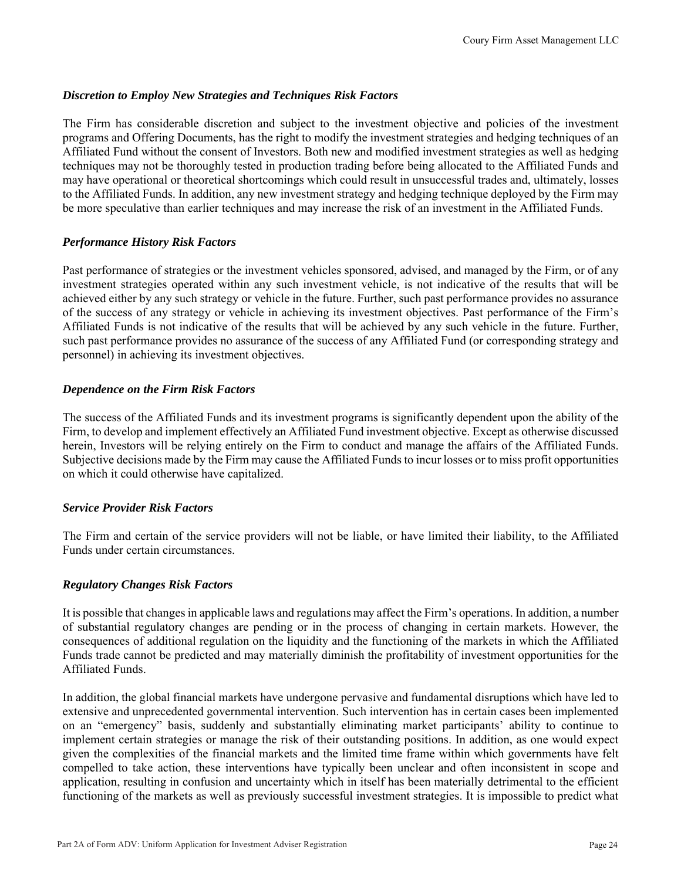### *Discretion to Employ New Strategies and Techniques Risk Factors*

The Firm has considerable discretion and subject to the investment objective and policies of the investment programs and Offering Documents, has the right to modify the investment strategies and hedging techniques of an Affiliated Fund without the consent of Investors. Both new and modified investment strategies as well as hedging techniques may not be thoroughly tested in production trading before being allocated to the Affiliated Funds and may have operational or theoretical shortcomings which could result in unsuccessful trades and, ultimately, losses to the Affiliated Funds. In addition, any new investment strategy and hedging technique deployed by the Firm may be more speculative than earlier techniques and may increase the risk of an investment in the Affiliated Funds.

### *Performance History Risk Factors*

Past performance of strategies or the investment vehicles sponsored, advised, and managed by the Firm, or of any investment strategies operated within any such investment vehicle, is not indicative of the results that will be achieved either by any such strategy or vehicle in the future. Further, such past performance provides no assurance of the success of any strategy or vehicle in achieving its investment objectives. Past performance of the Firm's Affiliated Funds is not indicative of the results that will be achieved by any such vehicle in the future. Further, such past performance provides no assurance of the success of any Affiliated Fund (or corresponding strategy and personnel) in achieving its investment objectives.

### *Dependence on the Firm Risk Factors*

The success of the Affiliated Funds and its investment programs is significantly dependent upon the ability of the Firm, to develop and implement effectively an Affiliated Fund investment objective. Except as otherwise discussed herein, Investors will be relying entirely on the Firm to conduct and manage the affairs of the Affiliated Funds. Subjective decisions made by the Firm may cause the Affiliated Funds to incur losses or to miss profit opportunities on which it could otherwise have capitalized.

### *Service Provider Risk Factors*

The Firm and certain of the service providers will not be liable, or have limited their liability, to the Affiliated Funds under certain circumstances.

### *Regulatory Changes Risk Factors*

It is possible that changes in applicable laws and regulations may affect the Firm's operations. In addition, a number of substantial regulatory changes are pending or in the process of changing in certain markets. However, the consequences of additional regulation on the liquidity and the functioning of the markets in which the Affiliated Funds trade cannot be predicted and may materially diminish the profitability of investment opportunities for the Affiliated Funds.

In addition, the global financial markets have undergone pervasive and fundamental disruptions which have led to extensive and unprecedented governmental intervention. Such intervention has in certain cases been implemented on an "emergency" basis, suddenly and substantially eliminating market participants' ability to continue to implement certain strategies or manage the risk of their outstanding positions. In addition, as one would expect given the complexities of the financial markets and the limited time frame within which governments have felt compelled to take action, these interventions have typically been unclear and often inconsistent in scope and application, resulting in confusion and uncertainty which in itself has been materially detrimental to the efficient functioning of the markets as well as previously successful investment strategies. It is impossible to predict what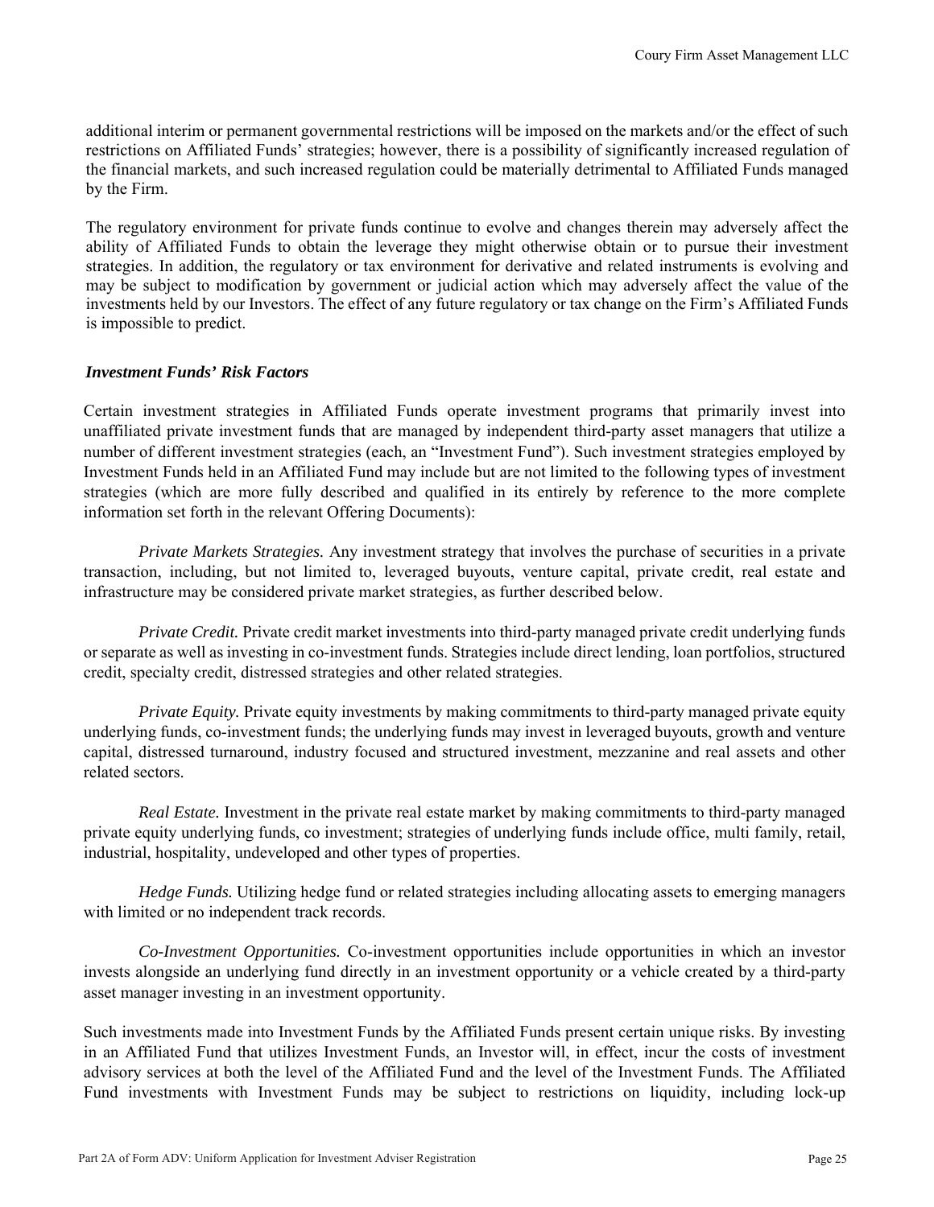additional interim or permanent governmental restrictions will be imposed on the markets and/or the effect of such restrictions on Affiliated Funds' strategies; however, there is a possibility of significantly increased regulation of the financial markets, and such increased regulation could be materially detrimental to Affiliated Funds managed by the Firm.

The regulatory environment for private funds continue to evolve and changes therein may adversely affect the ability of Affiliated Funds to obtain the leverage they might otherwise obtain or to pursue their investment strategies. In addition, the regulatory or tax environment for derivative and related instruments is evolving and may be subject to modification by government or judicial action which may adversely affect the value of the investments held by our Investors. The effect of any future regulatory or tax change on the Firm's Affiliated Funds is impossible to predict.

***Investment Funds' Risk Factors***

Certain investment strategies in Affiliated Funds operate investment programs that primarily invest into unaffiliated private investment funds that are managed by independent third-party asset managers that utilize a number of different investment strategies (each, an "Investment Fund"). Such investment strategies employed by Investment Funds held in an Affiliated Fund may include but are not limited to the following types of investment strategies (which are more fully described and qualified in its entirely by reference to the more complete information set forth in the relevant Offering Documents):

*Private Markets Strategies.* Any investment strategy that involves the purchase of securities in a private transaction, including, but not limited to, leveraged buyouts, venture capital, private credit, real estate and infrastructure may be considered private market strategies, as further described below.

*Private Credit.* Private credit market investments into third-party managed private credit underlying funds or separate as well as investing in co-investment funds. Strategies include direct lending, loan portfolios, structured credit, specialty credit, distressed strategies and other related strategies.

*Private Equity.* Private equity investments by making commitments to third-party managed private equity underlying funds, co-investment funds; the underlying funds may invest in leveraged buyouts, growth and venture capital, distressed turnaround, industry focused and structured investment, mezzanine and real assets and other related sectors.

*Real Estate.* Investment in the private real estate market by making commitments to third-party managed private equity underlying funds, co investment; strategies of underlying funds include office, multi family, retail, industrial, hospitality, undeveloped and other types of properties.

*Hedge Funds.* Utilizing hedge fund or related strategies including allocating assets to emerging managers with limited or no independent track records.

*Co-Investment Opportunities.* Co-investment opportunities include opportunities in which an investor invests alongside an underlying fund directly in an investment opportunity or a vehicle created by a third-party asset manager investing in an investment opportunity.

Such investments made into Investment Funds by the Affiliated Funds present certain unique risks. By investing in an Affiliated Fund that utilizes Investment Funds, an Investor will, in effect, incur the costs of investment advisory services at both the level of the Affiliated Fund and the level of the Investment Funds. The Affiliated Fund investments with Investment Funds may be subject to restrictions on liquidity, including lock-up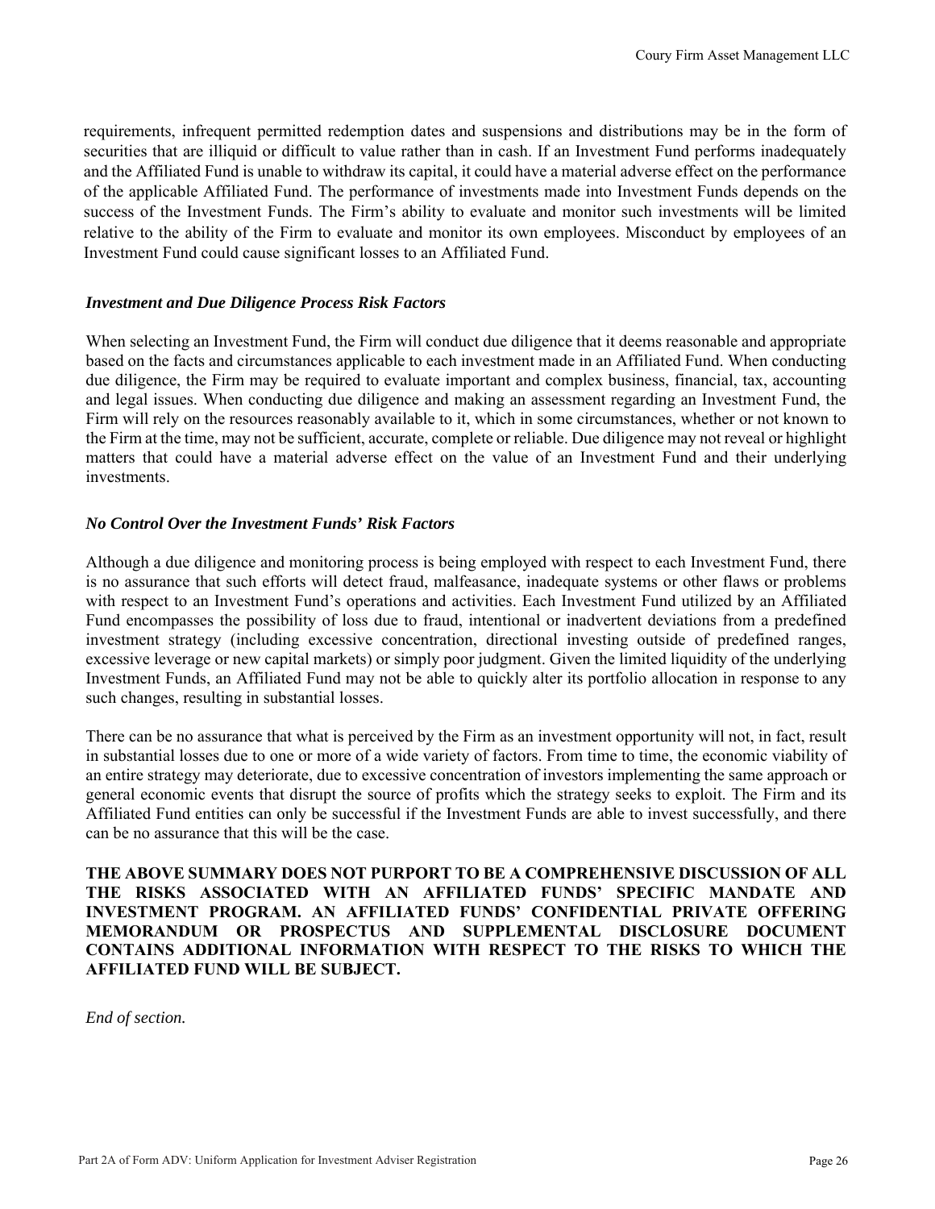requirements, infrequent permitted redemption dates and suspensions and distributions may be in the form of securities that are illiquid or difficult to value rather than in cash. If an Investment Fund performs inadequately and the Affiliated Fund is unable to withdraw its capital, it could have a material adverse effect on the performance of the applicable Affiliated Fund. The performance of investments made into Investment Funds depends on the success of the Investment Funds. The Firm's ability to evaluate and monitor such investments will be limited relative to the ability of the Firm to evaluate and monitor its own employees. Misconduct by employees of an Investment Fund could cause significant losses to an Affiliated Fund.

***Investment and Due Diligence Process Risk Factors***

When selecting an Investment Fund, the Firm will conduct due diligence that it deems reasonable and appropriate based on the facts and circumstances applicable to each investment made in an Affiliated Fund. When conducting due diligence, the Firm may be required to evaluate important and complex business, financial, tax, accounting and legal issues. When conducting due diligence and making an assessment regarding an Investment Fund, the Firm will rely on the resources reasonably available to it, which in some circumstances, whether or not known to the Firm at the time, may not be sufficient, accurate, complete or reliable. Due diligence may not reveal or highlight matters that could have a material adverse effect on the value of an Investment Fund and their underlying investments.

***No Control Over the Investment Funds' Risk Factors***

Although a due diligence and monitoring process is being employed with respect to each Investment Fund, there is no assurance that such efforts will detect fraud, malfeasance, inadequate systems or other flaws or problems with respect to an Investment Fund's operations and activities. Each Investment Fund utilized by an Affiliated Fund encompasses the possibility of loss due to fraud, intentional or inadvertent deviations from a predefined investment strategy (including excessive concentration, directional investing outside of predefined ranges, excessive leverage or new capital markets) or simply poor judgment. Given the limited liquidity of the underlying Investment Funds, an Affiliated Fund may not be able to quickly alter its portfolio allocation in response to any such changes, resulting in substantial losses.

There can be no assurance that what is perceived by the Firm as an investment opportunity will not, in fact, result in substantial losses due to one or more of a wide variety of factors. From time to time, the economic viability of an entire strategy may deteriorate, due to excessive concentration of investors implementing the same approach or general economic events that disrupt the source of profits which the strategy seeks to exploit. The Firm and its Affiliated Fund entities can only be successful if the Investment Funds are able to invest successfully, and there can be no assurance that this will be the case.

**THE ABOVE SUMMARY DOES NOT PURPORT TO BE A COMPREHENSIVE DISCUSSION OF ALL THE RISKS ASSOCIATED WITH AN AFFILIATED FUNDS' SPECIFIC MANDATE AND INVESTMENT PROGRAM. AN AFFILIATED FUNDS' CONFIDENTIAL PRIVATE OFFERING MEMORANDUM OR PROSPECTUS AND SUPPLEMENTAL DISCLOSURE DOCUMENT CONTAINS ADDITIONAL INFORMATION WITH RESPECT TO THE RISKS TO WHICH THE AFFILIATED FUND WILL BE SUBJECT.**

*End of section.*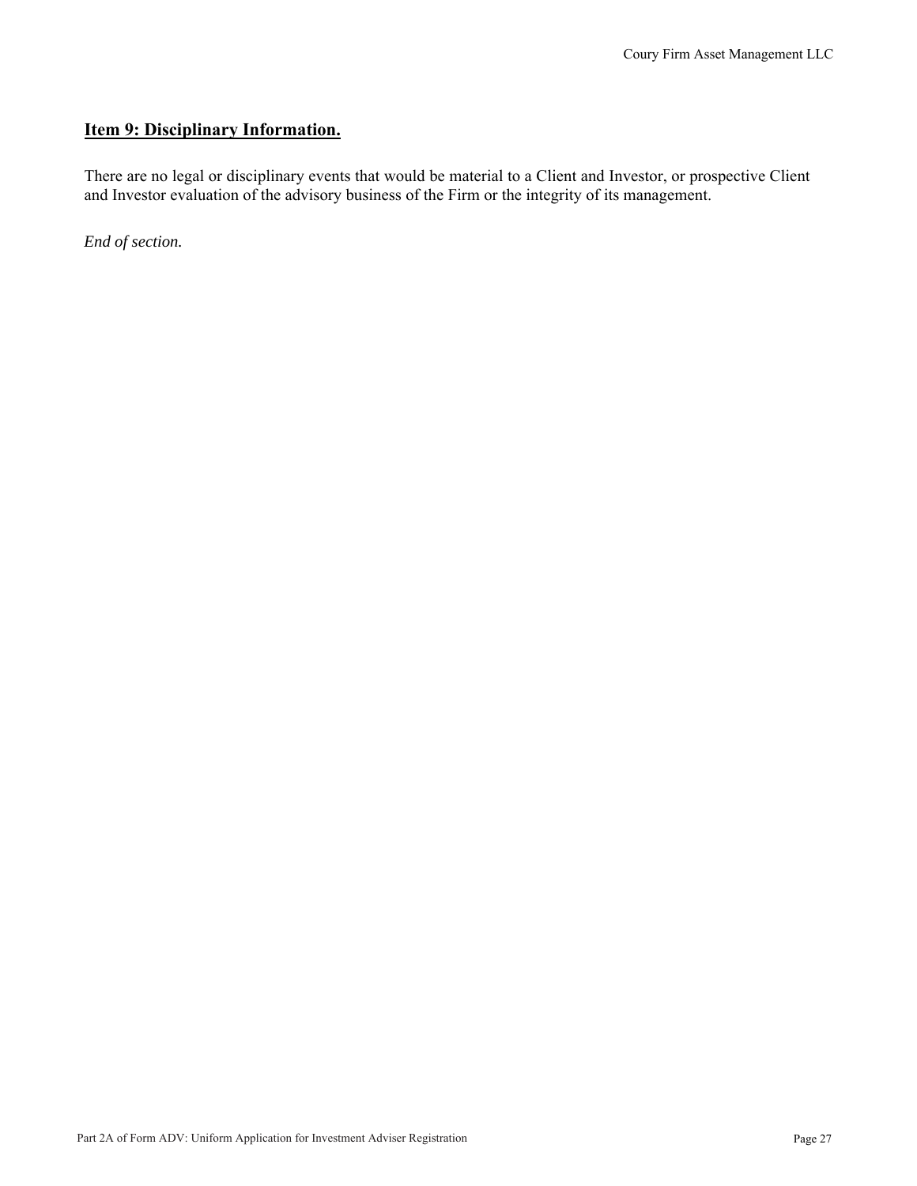## Item 9: Disciplinary Information.

There are no legal or disciplinary events that would be material to a Client and Investor, or prospective Client and Investor evaluation of the advisory business of the Firm or the integrity of its management.

*End of section.*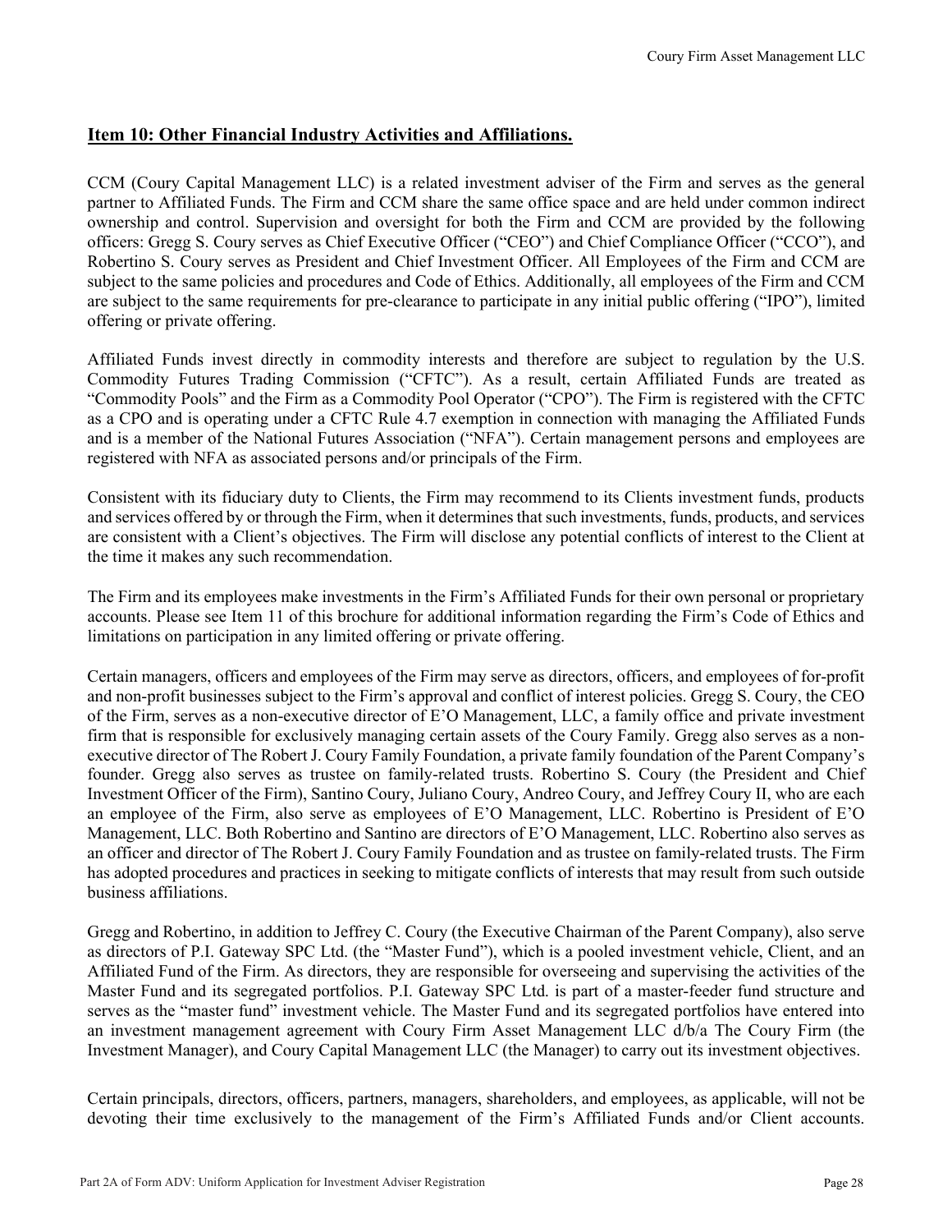## Item 10: Other Financial Industry Activities and Affiliations.

CCM (Coury Capital Management LLC) is a related investment adviser of the Firm and serves as the general partner to Affiliated Funds. The Firm and CCM share the same office space and are held under common indirect ownership and control. Supervision and oversight for both the Firm and CCM are provided by the following officers: Gregg S. Coury serves as Chief Executive Officer ("CEO") and Chief Compliance Officer ("CCO"), and Robertino S. Coury serves as President and Chief Investment Officer. All Employees of the Firm and CCM are subject to the same policies and procedures and Code of Ethics. Additionally, all employees of the Firm and CCM are subject to the same requirements for pre-clearance to participate in any initial public offering ("IPO"), limited offering or private offering.

Affiliated Funds invest directly in commodity interests and therefore are subject to regulation by the U.S. Commodity Futures Trading Commission ("CFTC"). As a result, certain Affiliated Funds are treated as "Commodity Pools" and the Firm as a Commodity Pool Operator ("CPO"). The Firm is registered with the CFTC as a CPO and is operating under a CFTC Rule 4.7 exemption in connection with managing the Affiliated Funds and is a member of the National Futures Association ("NFA"). Certain management persons and employees are registered with NFA as associated persons and/or principals of the Firm.

Consistent with its fiduciary duty to Clients, the Firm may recommend to its Clients investment funds, products and services offered by or through the Firm, when it determines that such investments, funds, products, and services are consistent with a Client's objectives. The Firm will disclose any potential conflicts of interest to the Client at the time it makes any such recommendation.

The Firm and its employees make investments in the Firm's Affiliated Funds for their own personal or proprietary accounts. Please see Item 11 of this brochure for additional information regarding the Firm's Code of Ethics and limitations on participation in any limited offering or private offering.

Certain managers, officers and employees of the Firm may serve as directors, officers, and employees of for-profit and non-profit businesses subject to the Firm's approval and conflict of interest policies. Gregg S. Coury, the CEO of the Firm, serves as a non-executive director of E'O Management, LLC, a family office and private investment firm that is responsible for exclusively managing certain assets of the Coury Family. Gregg also serves as a non-executive director of The Robert J. Coury Family Foundation, a private family foundation of the Parent Company's founder. Gregg also serves as trustee on family-related trusts. Robertino S. Coury (the President and Chief Investment Officer of the Firm), Santino Coury, Juliano Coury, Andreo Coury, and Jeffrey Coury II, who are each an employee of the Firm, also serve as employees of E'O Management, LLC. Robertino is President of E'O Management, LLC. Both Robertino and Santino are directors of E'O Management, LLC. Robertino also serves as an officer and director of The Robert J. Coury Family Foundation and as trustee on family-related trusts. The Firm has adopted procedures and practices in seeking to mitigate conflicts of interests that may result from such outside business affiliations.

Gregg and Robertino, in addition to Jeffrey C. Coury (the Executive Chairman of the Parent Company), also serve as directors of P.I. Gateway SPC Ltd. (the "Master Fund"), which is a pooled investment vehicle, Client, and an Affiliated Fund of the Firm. As directors, they are responsible for overseeing and supervising the activities of the Master Fund and its segregated portfolios. P.I. Gateway SPC Ltd. is part of a master-feeder fund structure and serves as the "master fund" investment vehicle. The Master Fund and its segregated portfolios have entered into an investment management agreement with Coury Firm Asset Management LLC d/b/a The Coury Firm (the Investment Manager), and Coury Capital Management LLC (the Manager) to carry out its investment objectives.

Certain principals, directors, officers, partners, managers, shareholders, and employees, as applicable, will not be devoting their time exclusively to the management of the Firm's Affiliated Funds and/or Client accounts.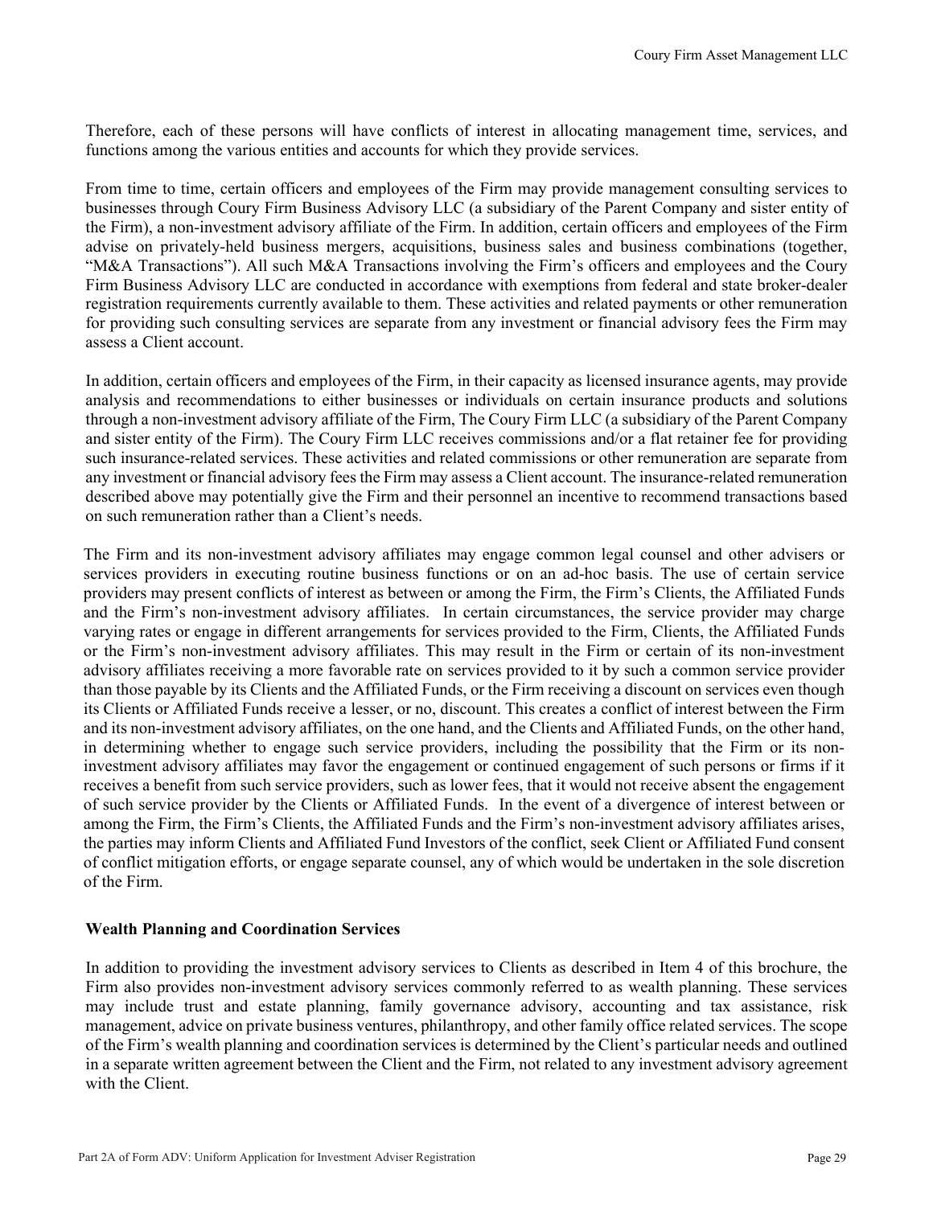Therefore, each of these persons will have conflicts of interest in allocating management time, services, and functions among the various entities and accounts for which they provide services.

From time to time, certain officers and employees of the Firm may provide management consulting services to businesses through Coury Firm Business Advisory LLC (a subsidiary of the Parent Company and sister entity of the Firm), a non-investment advisory affiliate of the Firm. In addition, certain officers and employees of the Firm advise on privately-held business mergers, acquisitions, business sales and business combinations (together, "M&A Transactions"). All such M&A Transactions involving the Firm's officers and employees and the Coury Firm Business Advisory LLC are conducted in accordance with exemptions from federal and state broker-dealer registration requirements currently available to them. These activities and related payments or other remuneration for providing such consulting services are separate from any investment or financial advisory fees the Firm may assess a Client account.

In addition, certain officers and employees of the Firm, in their capacity as licensed insurance agents, may provide analysis and recommendations to either businesses or individuals on certain insurance products and solutions through a non-investment advisory affiliate of the Firm, The Coury Firm LLC (a subsidiary of the Parent Company and sister entity of the Firm). The Coury Firm LLC receives commissions and/or a flat retainer fee for providing such insurance-related services. These activities and related commissions or other remuneration are separate from any investment or financial advisory fees the Firm may assess a Client account. The insurance-related remuneration described above may potentially give the Firm and their personnel an incentive to recommend transactions based on such remuneration rather than a Client's needs.

The Firm and its non-investment advisory affiliates may engage common legal counsel and other advisers or services providers in executing routine business functions or on an ad-hoc basis. The use of certain service providers may present conflicts of interest as between or among the Firm, the Firm's Clients, the Affiliated Funds and the Firm's non-investment advisory affiliates. In certain circumstances, the service provider may charge varying rates or engage in different arrangements for services provided to the Firm, Clients, the Affiliated Funds or the Firm's non-investment advisory affiliates. This may result in the Firm or certain of its non-investment advisory affiliates receiving a more favorable rate on services provided to it by such a common service provider than those payable by its Clients and the Affiliated Funds, or the Firm receiving a discount on services even though its Clients or Affiliated Funds receive a lesser, or no, discount. This creates a conflict of interest between the Firm and its non-investment advisory affiliates, on the one hand, and the Clients and Affiliated Funds, on the other hand, in determining whether to engage such service providers, including the possibility that the Firm or its non-investment advisory affiliates may favor the engagement or continued engagement of such persons or firms if it receives a benefit from such service providers, such as lower fees, that it would not receive absent the engagement of such service provider by the Clients or Affiliated Funds. In the event of a divergence of interest between or among the Firm, the Firm's Clients, the Affiliated Funds and the Firm's non-investment advisory affiliates arises, the parties may inform Clients and Affiliated Fund Investors of the conflict, seek Client or Affiliated Fund consent of conflict mitigation efforts, or engage separate counsel, any of which would be undertaken in the sole discretion of the Firm.

**Wealth Planning and Coordination Services**

In addition to providing the investment advisory services to Clients as described in Item 4 of this brochure, the Firm also provides non-investment advisory services commonly referred to as wealth planning. These services may include trust and estate planning, family governance advisory, accounting and tax assistance, risk management, advice on private business ventures, philanthropy, and other family office related services. The scope of the Firm's wealth planning and coordination services is determined by the Client's particular needs and outlined in a separate written agreement between the Client and the Firm, not related to any investment advisory agreement with the Client.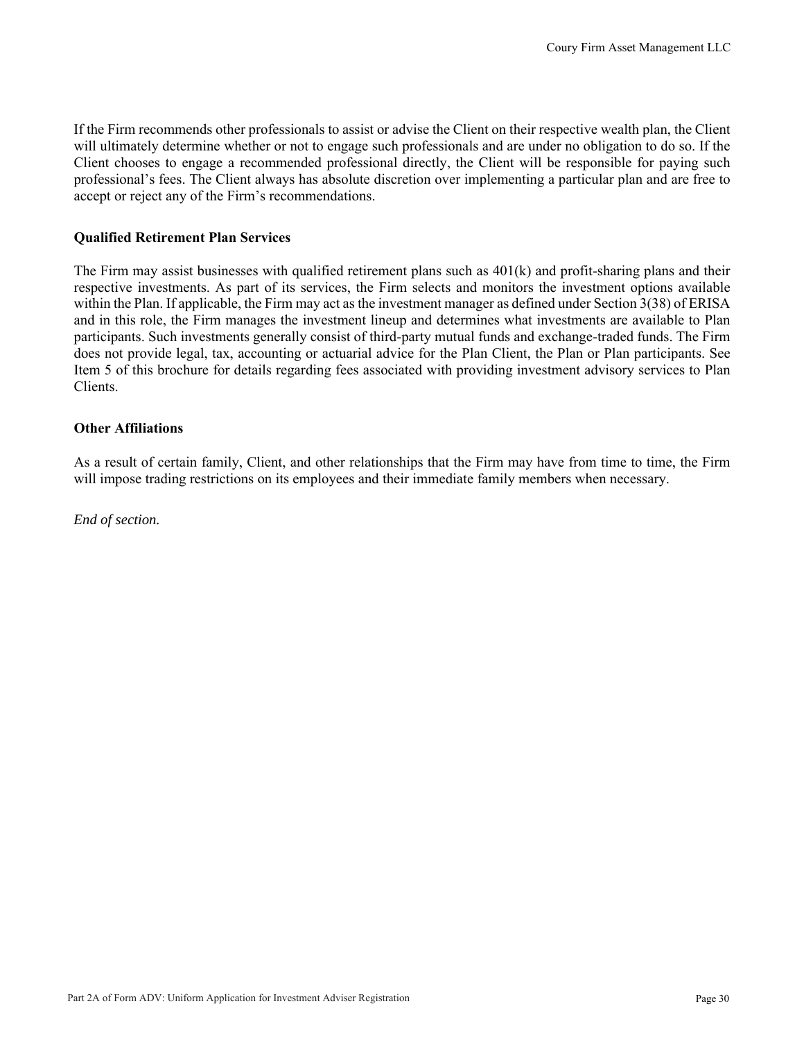If the Firm recommends other professionals to assist or advise the Client on their respective wealth plan, the Client will ultimately determine whether or not to engage such professionals and are under no obligation to do so. If the Client chooses to engage a recommended professional directly, the Client will be responsible for paying such professional's fees. The Client always has absolute discretion over implementing a particular plan and are free to accept or reject any of the Firm's recommendations.

**Qualified Retirement Plan Services**

The Firm may assist businesses with qualified retirement plans such as 401(k) and profit-sharing plans and their respective investments. As part of its services, the Firm selects and monitors the investment options available within the Plan. If applicable, the Firm may act as the investment manager as defined under Section 3(38) of ERISA and in this role, the Firm manages the investment lineup and determines what investments are available to Plan participants. Such investments generally consist of third-party mutual funds and exchange-traded funds. The Firm does not provide legal, tax, accounting or actuarial advice for the Plan Client, the Plan or Plan participants. See Item 5 of this brochure for details regarding fees associated with providing investment advisory services to Plan Clients.

**Other Affiliations**

As a result of certain family, Client, and other relationships that the Firm may have from time to time, the Firm will impose trading restrictions on its employees and their immediate family members when necessary.

*End of section.*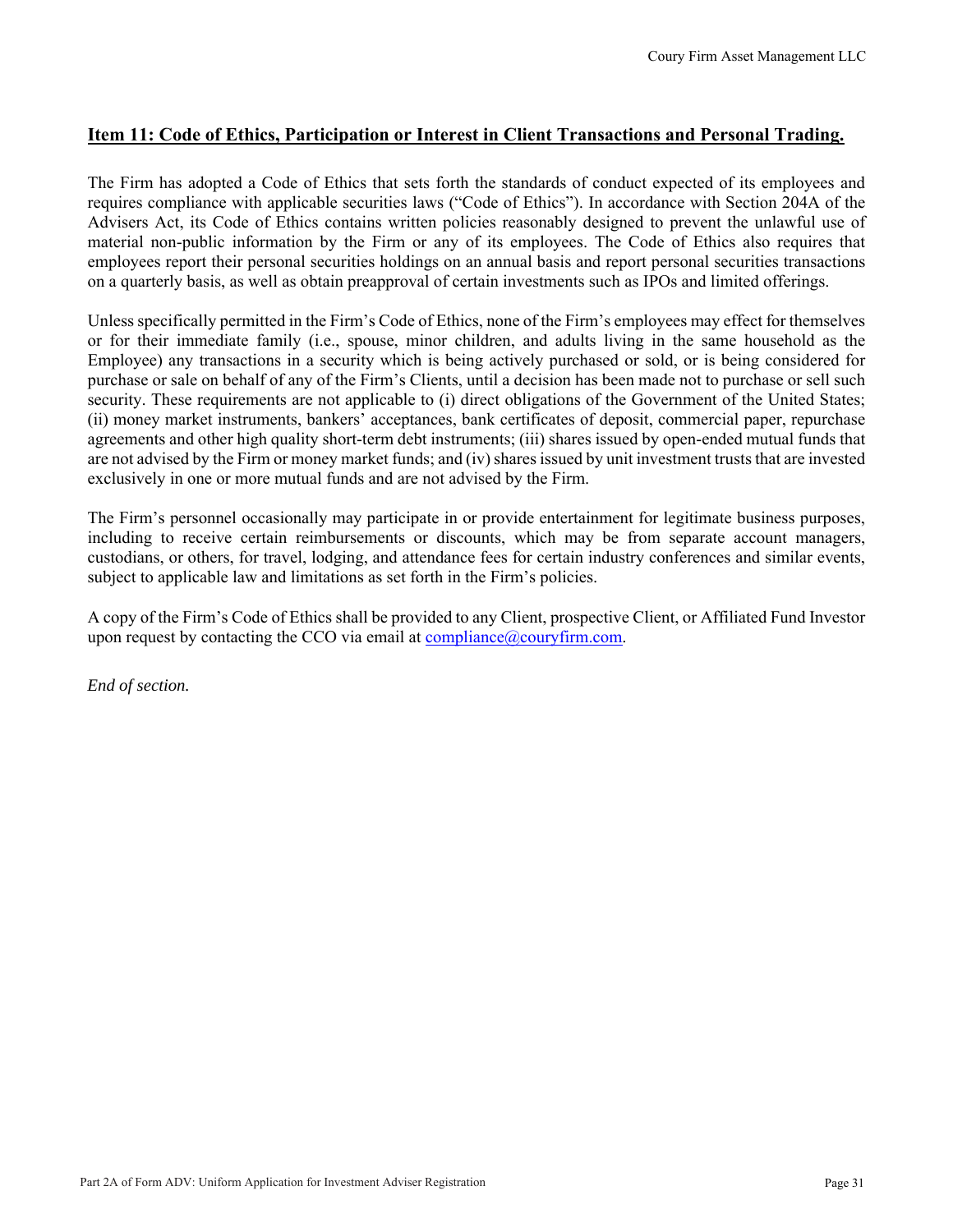## Item 11: Code of Ethics, Participation or Interest in Client Transactions and Personal Trading.

The Firm has adopted a Code of Ethics that sets forth the standards of conduct expected of its employees and requires compliance with applicable securities laws ("Code of Ethics"). In accordance with Section 204A of the Advisers Act, its Code of Ethics contains written policies reasonably designed to prevent the unlawful use of material non-public information by the Firm or any of its employees. The Code of Ethics also requires that employees report their personal securities holdings on an annual basis and report personal securities transactions on a quarterly basis, as well as obtain preapproval of certain investments such as IPOs and limited offerings.

Unless specifically permitted in the Firm's Code of Ethics, none of the Firm's employees may effect for themselves or for their immediate family (i.e., spouse, minor children, and adults living in the same household as the Employee) any transactions in a security which is being actively purchased or sold, or is being considered for purchase or sale on behalf of any of the Firm's Clients, until a decision has been made not to purchase or sell such security. These requirements are not applicable to (i) direct obligations of the Government of the United States; (ii) money market instruments, bankers' acceptances, bank certificates of deposit, commercial paper, repurchase agreements and other high quality short-term debt instruments; (iii) shares issued by open-ended mutual funds that are not advised by the Firm or money market funds; and (iv) shares issued by unit investment trusts that are invested exclusively in one or more mutual funds and are not advised by the Firm.

The Firm's personnel occasionally may participate in or provide entertainment for legitimate business purposes, including to receive certain reimbursements or discounts, which may be from separate account managers, custodians, or others, for travel, lodging, and attendance fees for certain industry conferences and similar events, subject to applicable law and limitations as set forth in the Firm's policies.

A copy of the Firm's Code of Ethics shall be provided to any Client, prospective Client, or Affiliated Fund Investor upon request by contacting the CCO via email at compliance@couryfirm.com.

*End of section.*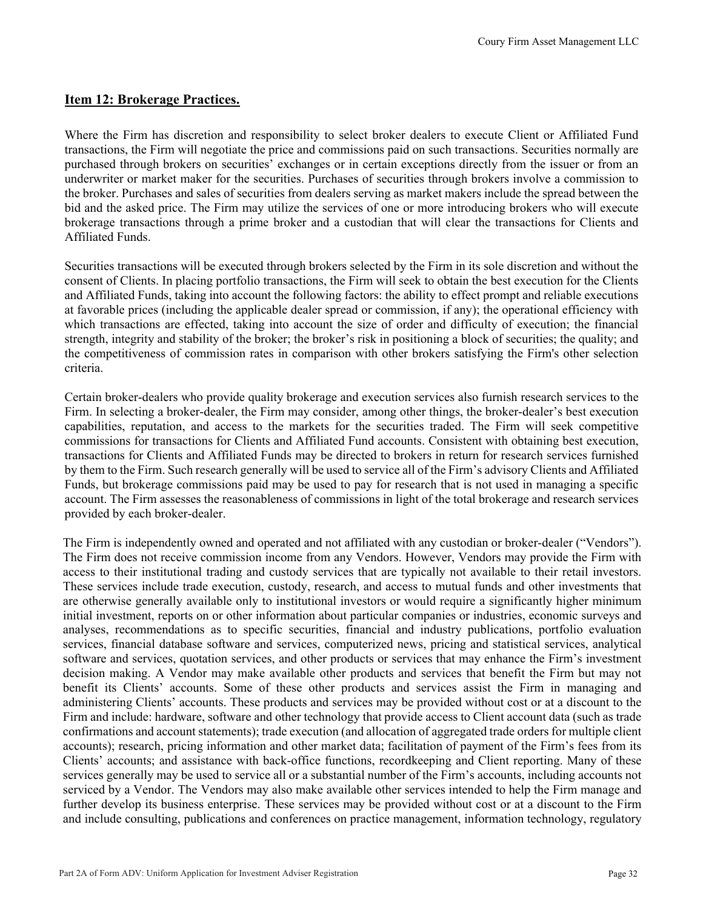## Item 12: Brokerage Practices.

Where the Firm has discretion and responsibility to select broker dealers to execute Client or Affiliated Fund transactions, the Firm will negotiate the price and commissions paid on such transactions. Securities normally are purchased through brokers on securities' exchanges or in certain exceptions directly from the issuer or from an underwriter or market maker for the securities. Purchases of securities through brokers involve a commission to the broker. Purchases and sales of securities from dealers serving as market makers include the spread between the bid and the asked price. The Firm may utilize the services of one or more introducing brokers who will execute brokerage transactions through a prime broker and a custodian that will clear the transactions for Clients and Affiliated Funds.

Securities transactions will be executed through brokers selected by the Firm in its sole discretion and without the consent of Clients. In placing portfolio transactions, the Firm will seek to obtain the best execution for the Clients and Affiliated Funds, taking into account the following factors: the ability to effect prompt and reliable executions at favorable prices (including the applicable dealer spread or commission, if any); the operational efficiency with which transactions are effected, taking into account the size of order and difficulty of execution; the financial strength, integrity and stability of the broker; the broker's risk in positioning a block of securities; the quality; and the competitiveness of commission rates in comparison with other brokers satisfying the Firm's other selection criteria.

Certain broker-dealers who provide quality brokerage and execution services also furnish research services to the Firm. In selecting a broker-dealer, the Firm may consider, among other things, the broker-dealer's best execution capabilities, reputation, and access to the markets for the securities traded. The Firm will seek competitive commissions for transactions for Clients and Affiliated Fund accounts. Consistent with obtaining best execution, transactions for Clients and Affiliated Funds may be directed to brokers in return for research services furnished by them to the Firm. Such research generally will be used to service all of the Firm's advisory Clients and Affiliated Funds, but brokerage commissions paid may be used to pay for research that is not used in managing a specific account. The Firm assesses the reasonableness of commissions in light of the total brokerage and research services provided by each broker-dealer.

The Firm is independently owned and operated and not affiliated with any custodian or broker-dealer ("Vendors"). The Firm does not receive commission income from any Vendors. However, Vendors may provide the Firm with access to their institutional trading and custody services that are typically not available to their retail investors. These services include trade execution, custody, research, and access to mutual funds and other investments that are otherwise generally available only to institutional investors or would require a significantly higher minimum initial investment, reports on or other information about particular companies or industries, economic surveys and analyses, recommendations as to specific securities, financial and industry publications, portfolio evaluation services, financial database software and services, computerized news, pricing and statistical services, analytical software and services, quotation services, and other products or services that may enhance the Firm's investment decision making. A Vendor may make available other products and services that benefit the Firm but may not benefit its Clients' accounts. Some of these other products and services assist the Firm in managing and administering Clients' accounts. These products and services may be provided without cost or at a discount to the Firm and include: hardware, software and other technology that provide access to Client account data (such as trade confirmations and account statements); trade execution (and allocation of aggregated trade orders for multiple client accounts); research, pricing information and other market data; facilitation of payment of the Firm's fees from its Clients' accounts; and assistance with back-office functions, recordkeeping and Client reporting. Many of these services generally may be used to service all or a substantial number of the Firm's accounts, including accounts not serviced by a Vendor. The Vendors may also make available other services intended to help the Firm manage and further develop its business enterprise. These services may be provided without cost or at a discount to the Firm and include consulting, publications and conferences on practice management, information technology, regulatory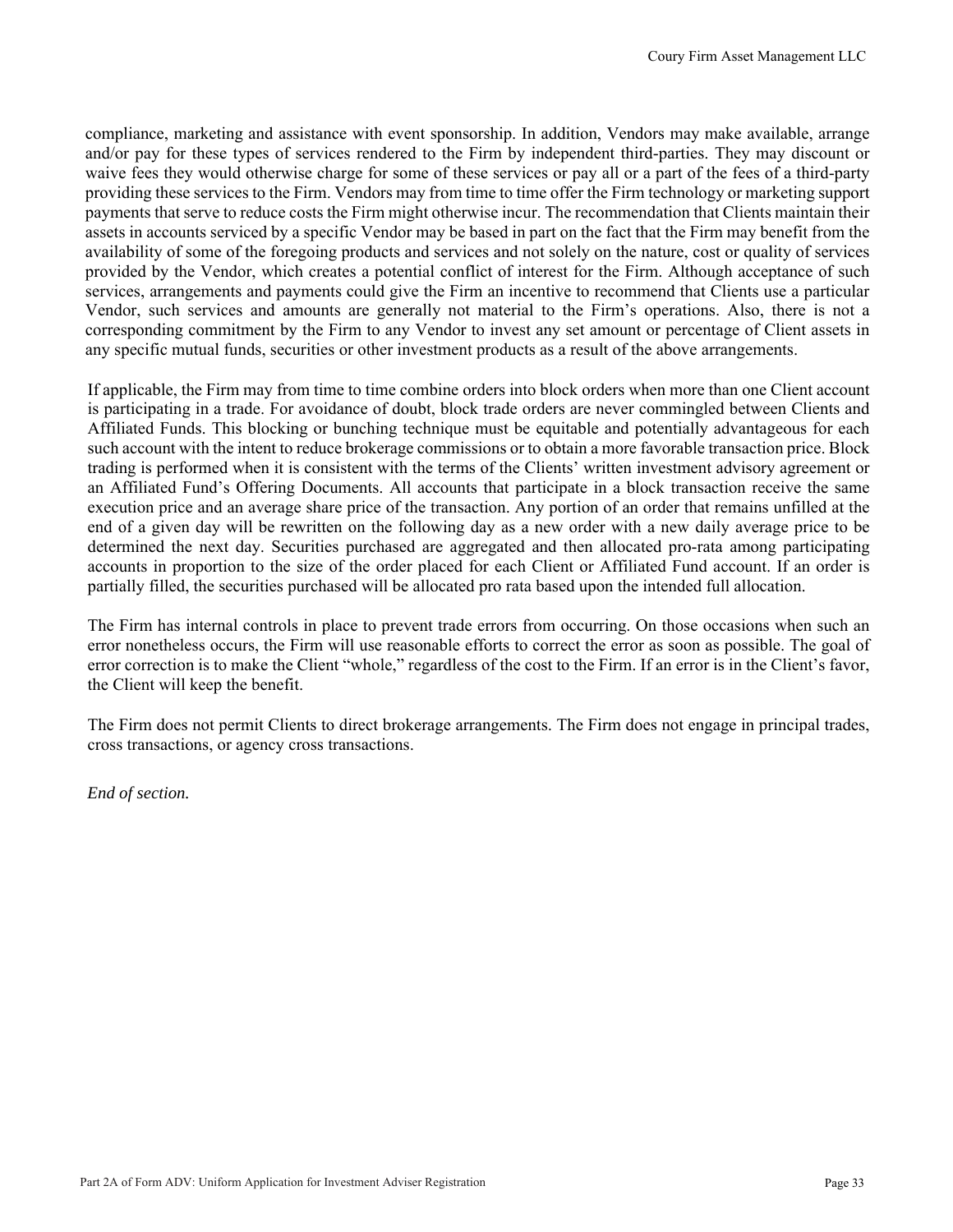compliance, marketing and assistance with event sponsorship. In addition, Vendors may make available, arrange and/or pay for these types of services rendered to the Firm by independent third-parties. They may discount or waive fees they would otherwise charge for some of these services or pay all or a part of the fees of a third-party providing these services to the Firm. Vendors may from time to time offer the Firm technology or marketing support payments that serve to reduce costs the Firm might otherwise incur. The recommendation that Clients maintain their assets in accounts serviced by a specific Vendor may be based in part on the fact that the Firm may benefit from the availability of some of the foregoing products and services and not solely on the nature, cost or quality of services provided by the Vendor, which creates a potential conflict of interest for the Firm. Although acceptance of such services, arrangements and payments could give the Firm an incentive to recommend that Clients use a particular Vendor, such services and amounts are generally not material to the Firm's operations. Also, there is not a corresponding commitment by the Firm to any Vendor to invest any set amount or percentage of Client assets in any specific mutual funds, securities or other investment products as a result of the above arrangements.

If applicable, the Firm may from time to time combine orders into block orders when more than one Client account is participating in a trade. For avoidance of doubt, block trade orders are never commingled between Clients and Affiliated Funds. This blocking or bunching technique must be equitable and potentially advantageous for each such account with the intent to reduce brokerage commissions or to obtain a more favorable transaction price. Block trading is performed when it is consistent with the terms of the Clients' written investment advisory agreement or an Affiliated Fund's Offering Documents. All accounts that participate in a block transaction receive the same execution price and an average share price of the transaction. Any portion of an order that remains unfilled at the end of a given day will be rewritten on the following day as a new order with a new daily average price to be determined the next day. Securities purchased are aggregated and then allocated pro-rata among participating accounts in proportion to the size of the order placed for each Client or Affiliated Fund account. If an order is partially filled, the securities purchased will be allocated pro rata based upon the intended full allocation.

The Firm has internal controls in place to prevent trade errors from occurring. On those occasions when such an error nonetheless occurs, the Firm will use reasonable efforts to correct the error as soon as possible. The goal of error correction is to make the Client "whole," regardless of the cost to the Firm. If an error is in the Client's favor, the Client will keep the benefit.

The Firm does not permit Clients to direct brokerage arrangements. The Firm does not engage in principal trades, cross transactions, or agency cross transactions.

*End of section.*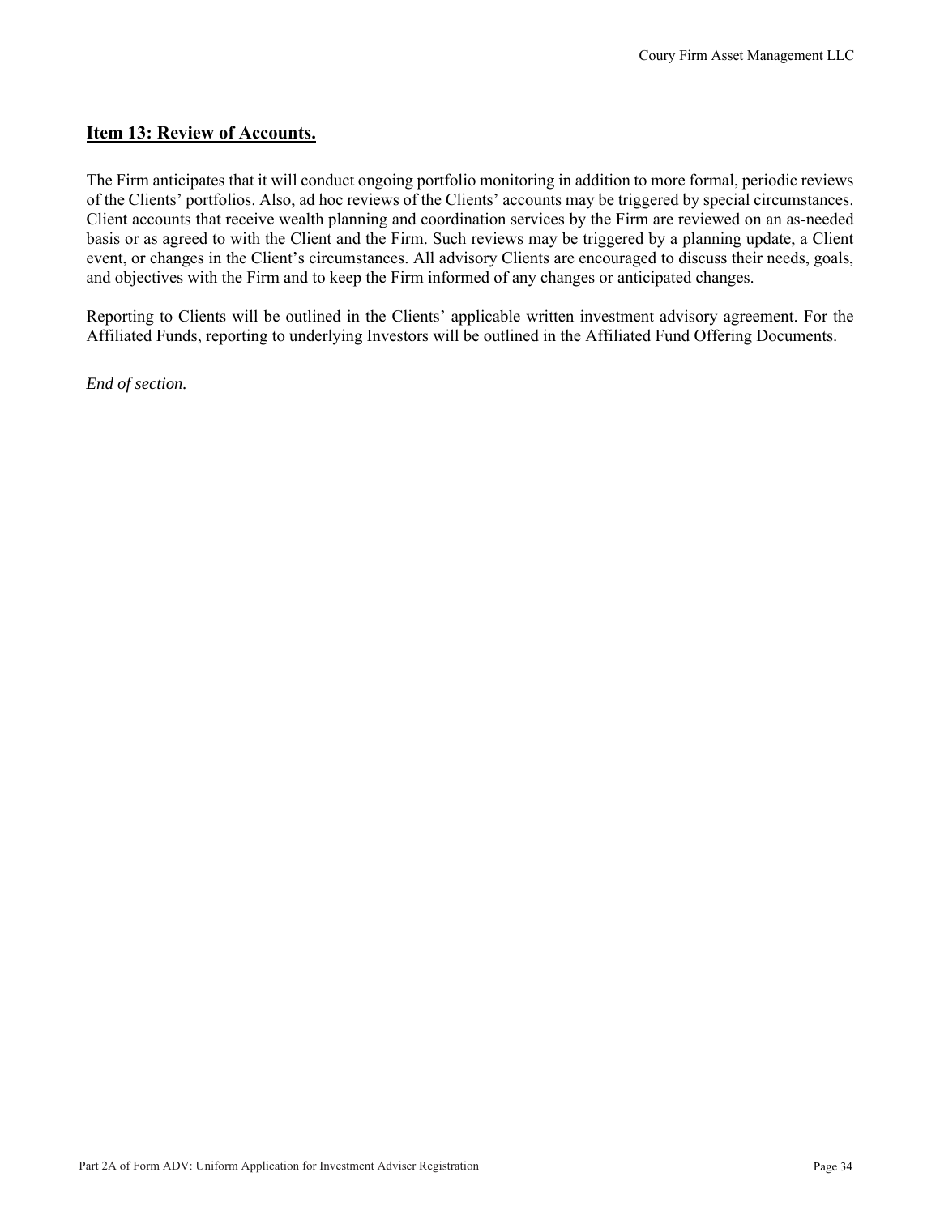## Item 13: Review of Accounts.

The Firm anticipates that it will conduct ongoing portfolio monitoring in addition to more formal, periodic reviews of the Clients' portfolios. Also, ad hoc reviews of the Clients' accounts may be triggered by special circumstances. Client accounts that receive wealth planning and coordination services by the Firm are reviewed on an as-needed basis or as agreed to with the Client and the Firm. Such reviews may be triggered by a planning update, a Client event, or changes in the Client's circumstances. All advisory Clients are encouraged to discuss their needs, goals, and objectives with the Firm and to keep the Firm informed of any changes or anticipated changes.

Reporting to Clients will be outlined in the Clients' applicable written investment advisory agreement. For the Affiliated Funds, reporting to underlying Investors will be outlined in the Affiliated Fund Offering Documents.

*End of section.*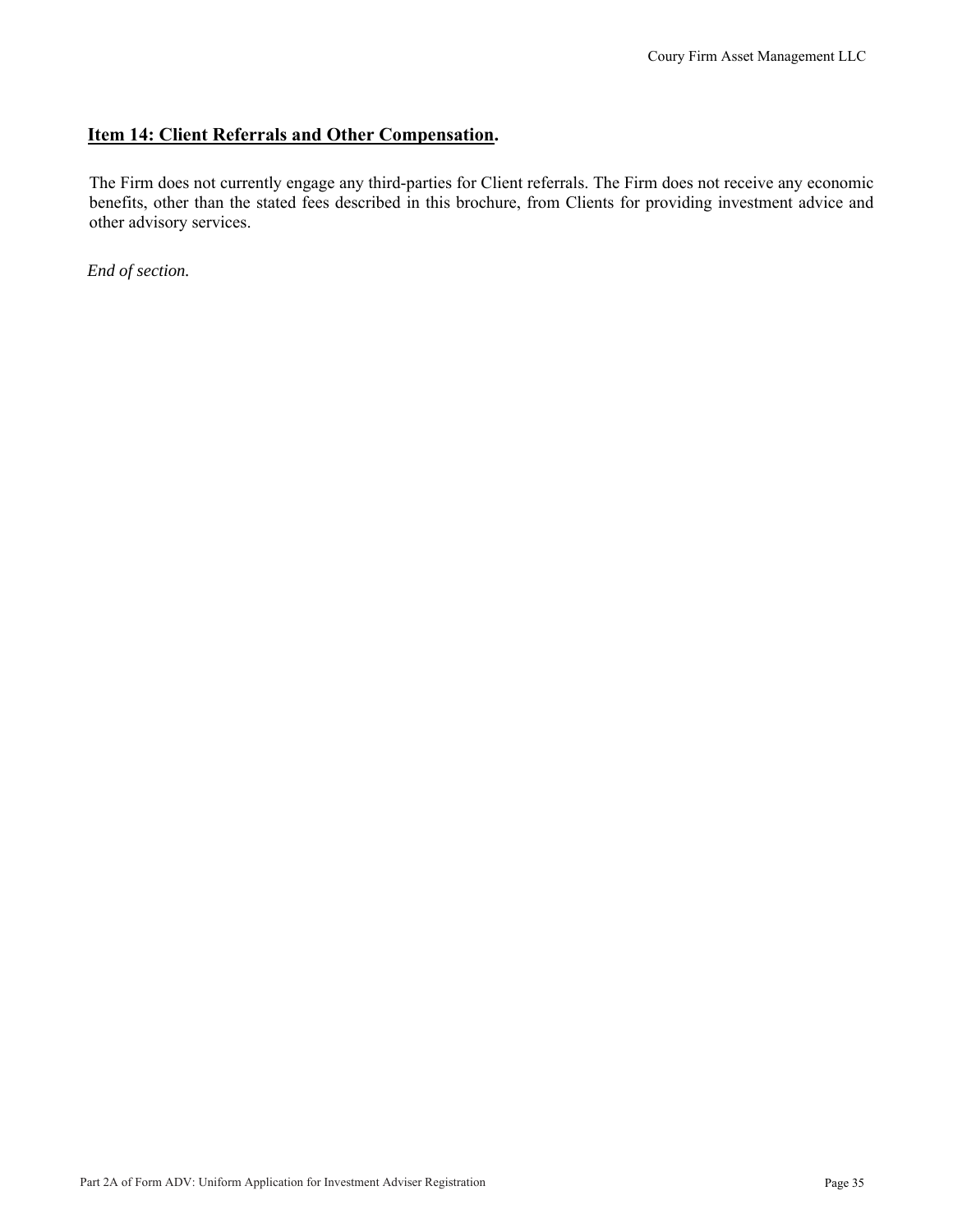## **Item 14: Client Referrals and Other Compensation.**

The Firm does not currently engage any third-parties for Client referrals. The Firm does not receive any economic benefits, other than the stated fees described in this brochure, from Clients for providing investment advice and other advisory services.

*End of section.*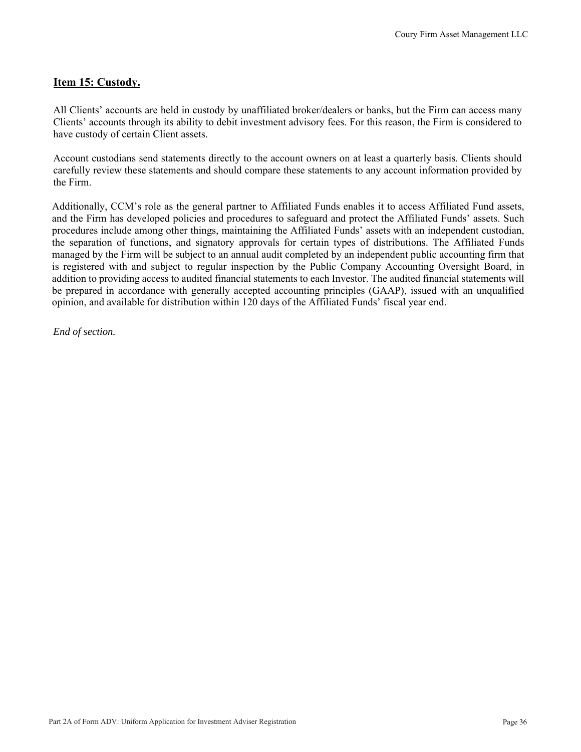## Item 15: Custody.

All Clients' accounts are held in custody by unaffiliated broker/dealers or banks, but the Firm can access many Clients' accounts through its ability to debit investment advisory fees. For this reason, the Firm is considered to have custody of certain Client assets.

Account custodians send statements directly to the account owners on at least a quarterly basis. Clients should carefully review these statements and should compare these statements to any account information provided by the Firm.

Additionally, CCM's role as the general partner to Affiliated Funds enables it to access Affiliated Fund assets, and the Firm has developed policies and procedures to safeguard and protect the Affiliated Funds' assets. Such procedures include among other things, maintaining the Affiliated Funds' assets with an independent custodian, the separation of functions, and signatory approvals for certain types of distributions. The Affiliated Funds managed by the Firm will be subject to an annual audit completed by an independent public accounting firm that is registered with and subject to regular inspection by the Public Company Accounting Oversight Board, in addition to providing access to audited financial statements to each Investor. The audited financial statements will be prepared in accordance with generally accepted accounting principles (GAAP), issued with an unqualified opinion, and available for distribution within 120 days of the Affiliated Funds' fiscal year end.

*End of section.*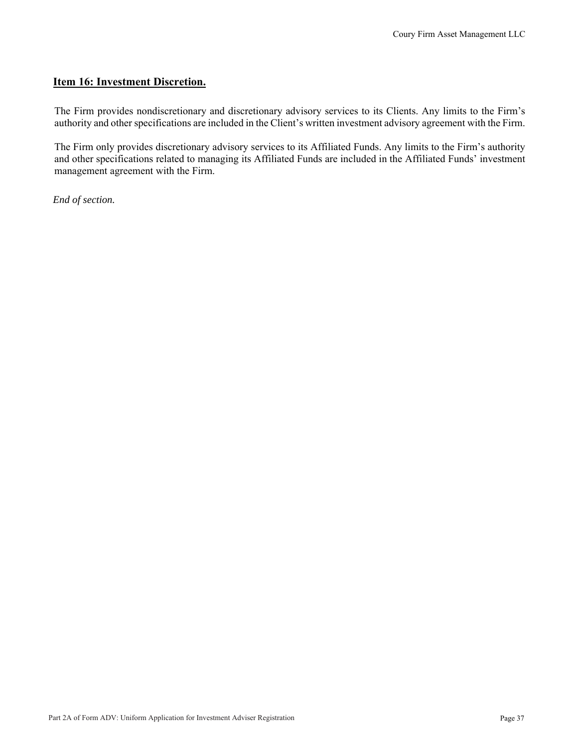## Item 16: Investment Discretion.

The Firm provides nondiscretionary and discretionary advisory services to its Clients. Any limits to the Firm's authority and other specifications are included in the Client's written investment advisory agreement with the Firm.

The Firm only provides discretionary advisory services to its Affiliated Funds. Any limits to the Firm's authority and other specifications related to managing its Affiliated Funds are included in the Affiliated Funds' investment management agreement with the Firm.

*End of section.*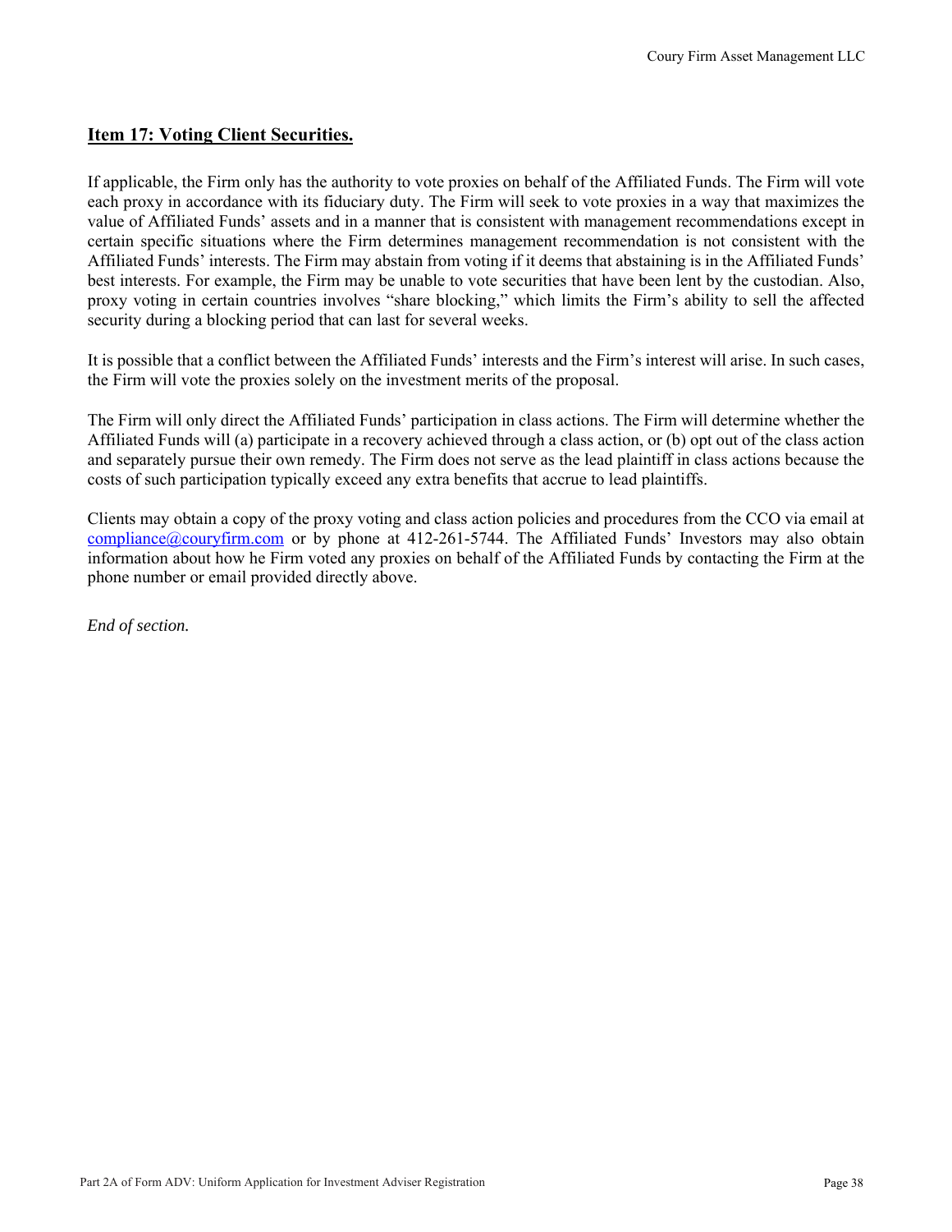## **Item 17: Voting Client Securities.**

If applicable, the Firm only has the authority to vote proxies on behalf of the Affiliated Funds. The Firm will vote each proxy in accordance with its fiduciary duty. The Firm will seek to vote proxies in a way that maximizes the value of Affiliated Funds' assets and in a manner that is consistent with management recommendations except in certain specific situations where the Firm determines management recommendation is not consistent with the Affiliated Funds' interests. The Firm may abstain from voting if it deems that abstaining is in the Affiliated Funds' best interests. For example, the Firm may be unable to vote securities that have been lent by the custodian. Also, proxy voting in certain countries involves "share blocking," which limits the Firm's ability to sell the affected security during a blocking period that can last for several weeks.

It is possible that a conflict between the Affiliated Funds' interests and the Firm's interest will arise. In such cases, the Firm will vote the proxies solely on the investment merits of the proposal.

The Firm will only direct the Affiliated Funds' participation in class actions. The Firm will determine whether the Affiliated Funds will (a) participate in a recovery achieved through a class action, or (b) opt out of the class action and separately pursue their own remedy. The Firm does not serve as the lead plaintiff in class actions because the costs of such participation typically exceed any extra benefits that accrue to lead plaintiffs.

Clients may obtain a copy of the proxy voting and class action policies and procedures from the CCO via email at compliance@couryfirm.com or by phone at 412-261-5744. The Affiliated Funds' Investors may also obtain information about how he Firm voted any proxies on behalf of the Affiliated Funds by contacting the Firm at the phone number or email provided directly above.

*End of section.*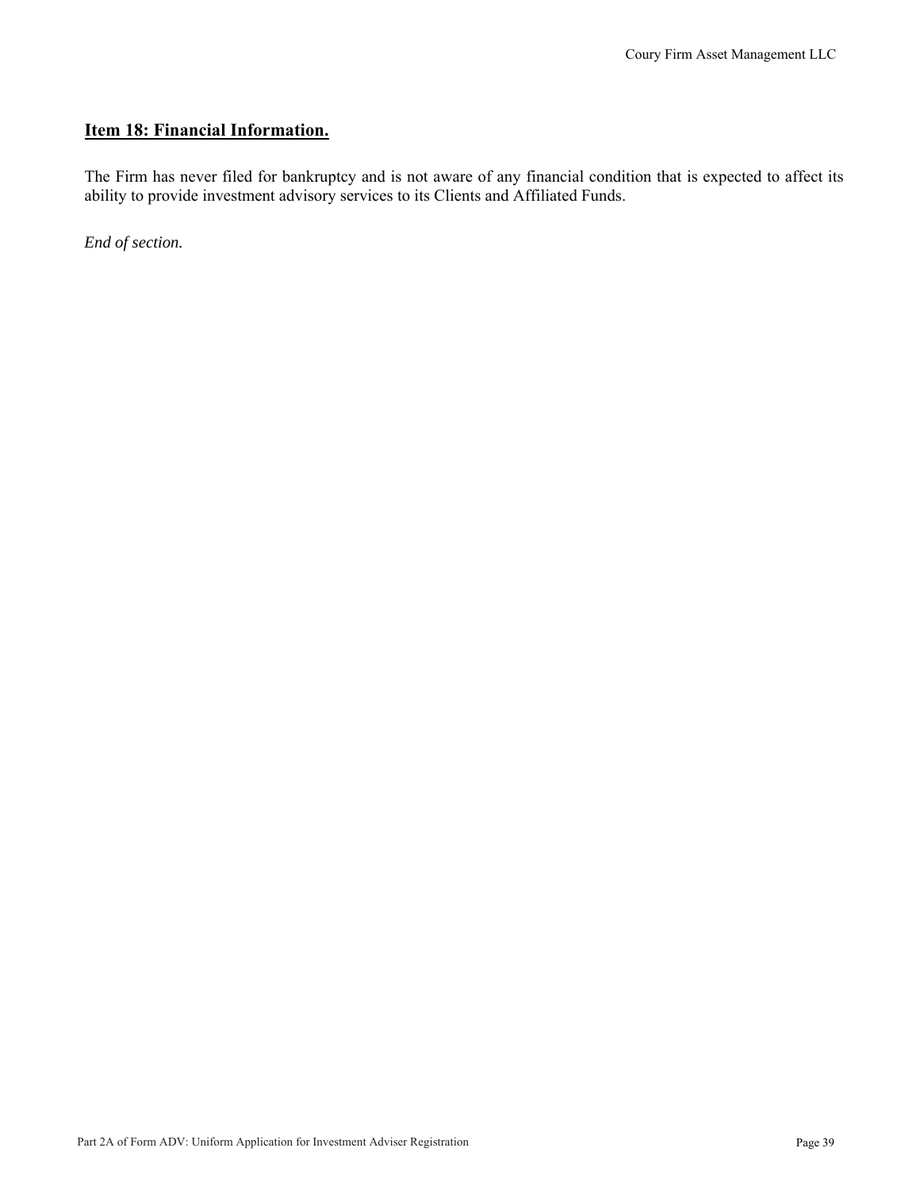## **Item 18: Financial Information.**

The Firm has never filed for bankruptcy and is not aware of any financial condition that is expected to affect its ability to provide investment advisory services to its Clients and Affiliated Funds.

*End of section.*